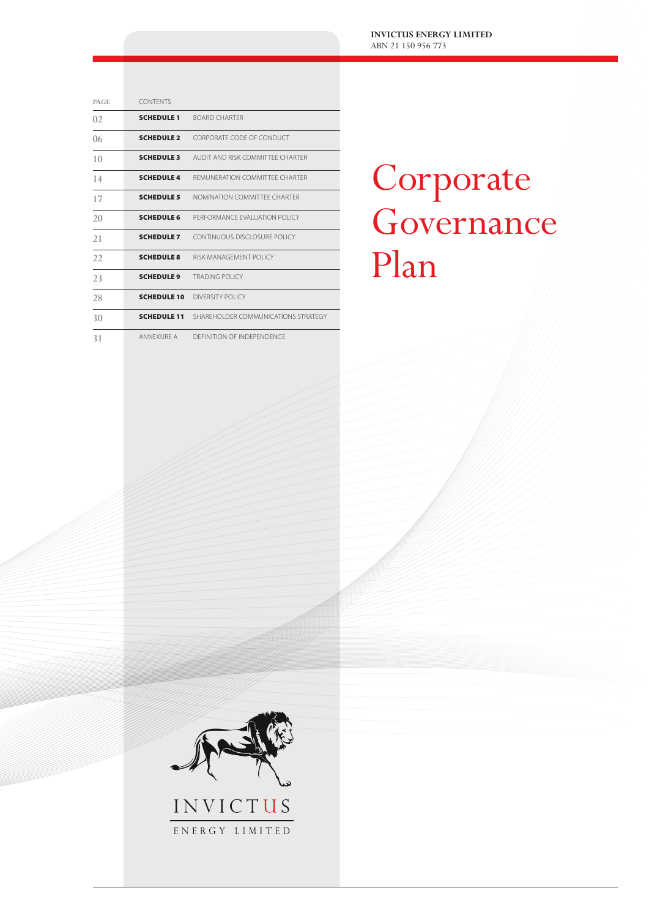**INVICTUS ENERGY LIMITED**
ABN 21 150 956 773

# Corporate Governance Plan

| PAGE | CONTENTS | |
|---|---|---|
| 02 | **SCHEDULE 1** | BOARD CHARTER |
| 06 | **SCHEDULE 2** | CORPORATE CODE OF CONDUCT |
| 10 | **SCHEDULE 3** | AUDIT AND RISK COMMITTEE CHARTER |
| 14 | **SCHEDULE 4** | REMUNERATION COMMITTEE CHARTER |
| 17 | **SCHEDULE 5** | NOMINATION COMMITTEE CHARTER |
| 20 | **SCHEDULE 6** | PERFORMANCE EVALUATION POLICY |
| 21 | **SCHEDULE 7** | CONTINUOUS DISCLOSURE POLICY |
| 22 | **SCHEDULE 8** | RISK MANAGEMENT POLICY |
| 23 | **SCHEDULE 9** | TRADING POLICY |
| 28 | **SCHEDULE 10** | DIVERSITY POLICY |
| 30 | **SCHEDULE 11** | SHAREHOLDER COMMUNICATIONS STRATEGY |
| 31 | ANNEXURE A | DEFINITION OF INDEPENDENCE |

INVICTUS
ENERGY LIMITED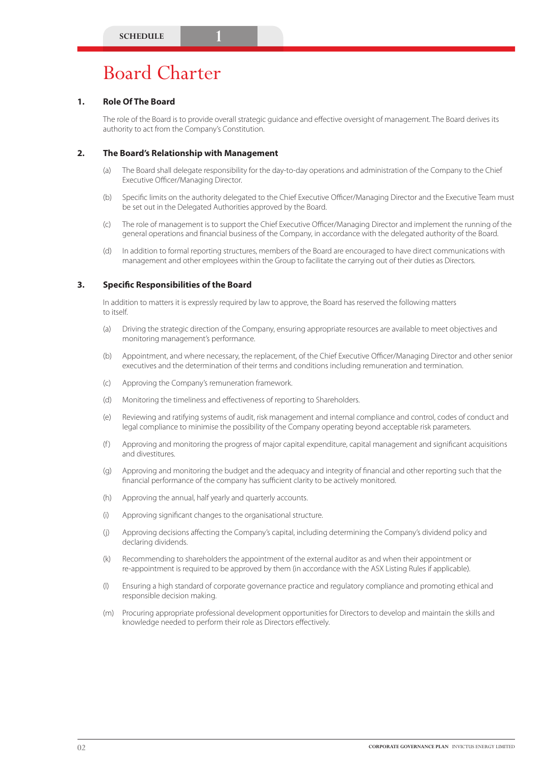SCHEDULE 1

# Board Charter

## 1. Role Of The Board

The role of the Board is to provide overall strategic guidance and effective oversight of management. The Board derives its authority to act from the Company's Constitution.

## 2. The Board's Relationship with Management

(a) The Board shall delegate responsibility for the day-to-day operations and administration of the Company to the Chief Executive Officer/Managing Director.

(b) Specific limits on the authority delegated to the Chief Executive Officer/Managing Director and the Executive Team must be set out in the Delegated Authorities approved by the Board.

(c) The role of management is to support the Chief Executive Officer/Managing Director and implement the running of the general operations and financial business of the Company, in accordance with the delegated authority of the Board.

(d) In addition to formal reporting structures, members of the Board are encouraged to have direct communications with management and other employees within the Group to facilitate the carrying out of their duties as Directors.

## 3. Specific Responsibilities of the Board

In addition to matters it is expressly required by law to approve, the Board has reserved the following matters to itself.

(a) Driving the strategic direction of the Company, ensuring appropriate resources are available to meet objectives and monitoring management's performance.

(b) Appointment, and where necessary, the replacement, of the Chief Executive Officer/Managing Director and other senior executives and the determination of their terms and conditions including remuneration and termination.

(c) Approving the Company's remuneration framework.

(d) Monitoring the timeliness and effectiveness of reporting to Shareholders.

(e) Reviewing and ratifying systems of audit, risk management and internal compliance and control, codes of conduct and legal compliance to minimise the possibility of the Company operating beyond acceptable risk parameters.

(f) Approving and monitoring the progress of major capital expenditure, capital management and significant acquisitions and divestitures.

(g) Approving and monitoring the budget and the adequacy and integrity of financial and other reporting such that the financial performance of the company has sufficient clarity to be actively monitored.

(h) Approving the annual, half yearly and quarterly accounts.

(i) Approving significant changes to the organisational structure.

(j) Approving decisions affecting the Company's capital, including determining the Company's dividend policy and declaring dividends.

(k) Recommending to shareholders the appointment of the external auditor as and when their appointment or re-appointment is required to be approved by them (in accordance with the ASX Listing Rules if applicable).

(l) Ensuring a high standard of corporate governance practice and regulatory compliance and promoting ethical and responsible decision making.

(m) Procuring appropriate professional development opportunities for Directors to develop and maintain the skills and knowledge needed to perform their role as Directors effectively.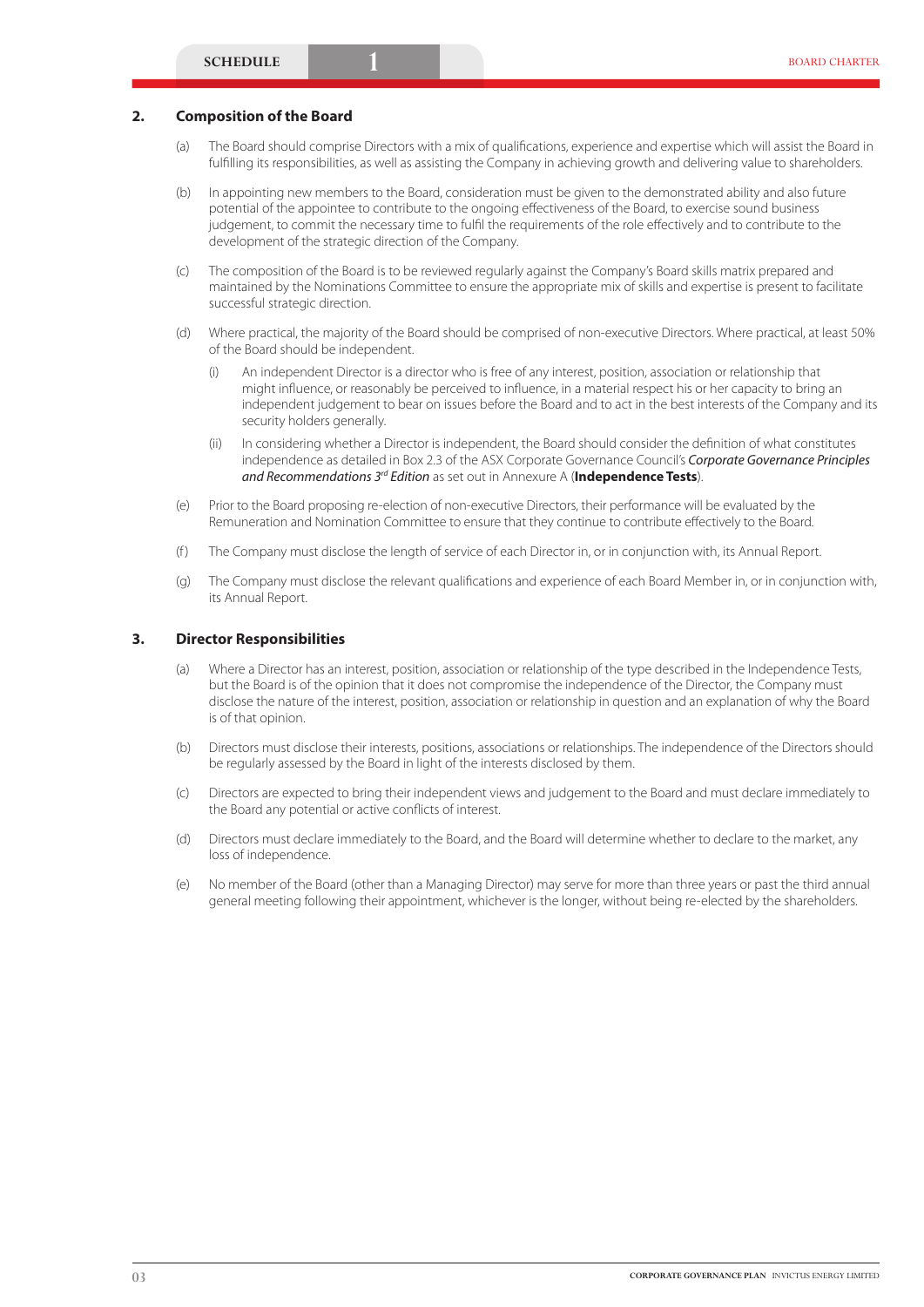## 2. Composition of the Board

(a) The Board should comprise Directors with a mix of qualifications, experience and expertise which will assist the Board in fulfilling its responsibilities, as well as assisting the Company in achieving growth and delivering value to shareholders.

(b) In appointing new members to the Board, consideration must be given to the demonstrated ability and also future potential of the appointee to contribute to the ongoing effectiveness of the Board, to exercise sound business judgement, to commit the necessary time to fulfil the requirements of the role effectively and to contribute to the development of the strategic direction of the Company.

(c) The composition of the Board is to be reviewed regularly against the Company's Board skills matrix prepared and maintained by the Nominations Committee to ensure the appropriate mix of skills and expertise is present to facilitate successful strategic direction.

(d) Where practical, the majority of the Board should be comprised of non-executive Directors. Where practical, at least 50% of the Board should be independent.

   (i) An independent Director is a director who is free of any interest, position, association or relationship that might influence, or reasonably be perceived to influence, in a material respect his or her capacity to bring an independent judgement to bear on issues before the Board and to act in the best interests of the Company and its security holders generally.

   (ii) In considering whether a Director is independent, the Board should consider the definition of what constitutes independence as detailed in Box 2.3 of the ASX Corporate Governance Council's *Corporate Governance Principles and Recommendations 3rd Edition* as set out in Annexure A (**Independence Tests**).

(e) Prior to the Board proposing re-election of non-executive Directors, their performance will be evaluated by the Remuneration and Nomination Committee to ensure that they continue to contribute effectively to the Board.

(f) The Company must disclose the length of service of each Director in, or in conjunction with, its Annual Report.

(g) The Company must disclose the relevant qualifications and experience of each Board Member in, or in conjunction with, its Annual Report.

## 3. Director Responsibilities

(a) Where a Director has an interest, position, association or relationship of the type described in the Independence Tests, but the Board is of the opinion that it does not compromise the independence of the Director, the Company must disclose the nature of the interest, position, association or relationship in question and an explanation of why the Board is of that opinion.

(b) Directors must disclose their interests, positions, associations or relationships. The independence of the Directors should be regularly assessed by the Board in light of the interests disclosed by them.

(c) Directors are expected to bring their independent views and judgement to the Board and must declare immediately to the Board any potential or active conflicts of interest.

(d) Directors must declare immediately to the Board, and the Board will determine whether to declare to the market, any loss of independence.

(e) No member of the Board (other than a Managing Director) may serve for more than three years or past the third annual general meeting following their appointment, whichever is the longer, without being re-elected by the shareholders.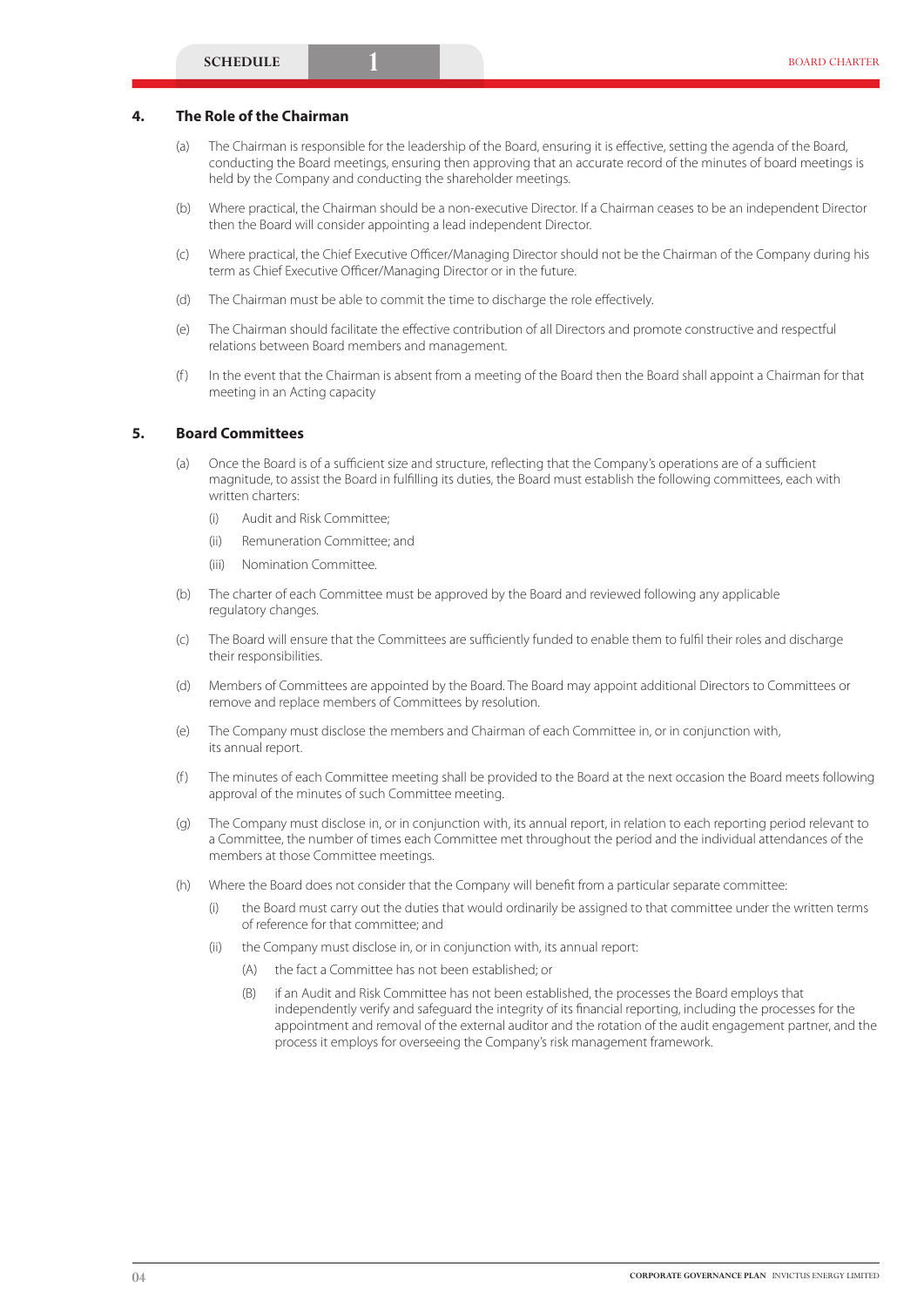## 4. The Role of the Chairman

(a) The Chairman is responsible for the leadership of the Board, ensuring it is effective, setting the agenda of the Board, conducting the Board meetings, ensuring then approving that an accurate record of the minutes of board meetings is held by the Company and conducting the shareholder meetings.

(b) Where practical, the Chairman should be a non-executive Director. If a Chairman ceases to be an independent Director then the Board will consider appointing a lead independent Director.

(c) Where practical, the Chief Executive Officer/Managing Director should not be the Chairman of the Company during his term as Chief Executive Officer/Managing Director or in the future.

(d) The Chairman must be able to commit the time to discharge the role effectively.

(e) The Chairman should facilitate the effective contribution of all Directors and promote constructive and respectful relations between Board members and management.

(f) In the event that the Chairman is absent from a meeting of the Board then the Board shall appoint a Chairman for that meeting in an Acting capacity

## 5. Board Committees

(a) Once the Board is of a sufficient size and structure, reflecting that the Company's operations are of a sufficient magnitude, to assist the Board in fulfilling its duties, the Board must establish the following committees, each with written charters:

  (i) Audit and Risk Committee;

  (ii) Remuneration Committee; and

  (iii) Nomination Committee.

(b) The charter of each Committee must be approved by the Board and reviewed following any applicable regulatory changes.

(c) The Board will ensure that the Committees are sufficiently funded to enable them to fulfil their roles and discharge their responsibilities.

(d) Members of Committees are appointed by the Board. The Board may appoint additional Directors to Committees or remove and replace members of Committees by resolution.

(e) The Company must disclose the members and Chairman of each Committee in, or in conjunction with, its annual report.

(f) The minutes of each Committee meeting shall be provided to the Board at the next occasion the Board meets following approval of the minutes of such Committee meeting.

(g) The Company must disclose in, or in conjunction with, its annual report, in relation to each reporting period relevant to a Committee, the number of times each Committee met throughout the period and the individual attendances of the members at those Committee meetings.

(h) Where the Board does not consider that the Company will benefit from a particular separate committee:

  (i) the Board must carry out the duties that would ordinarily be assigned to that committee under the written terms of reference for that committee; and

  (ii) the Company must disclose in, or in conjunction with, its annual report:

    (A) the fact a Committee has not been established; or

    (B) if an Audit and Risk Committee has not been established, the processes the Board employs that independently verify and safeguard the integrity of its financial reporting, including the processes for the appointment and removal of the external auditor and the rotation of the audit engagement partner, and the process it employs for overseeing the Company's risk management framework.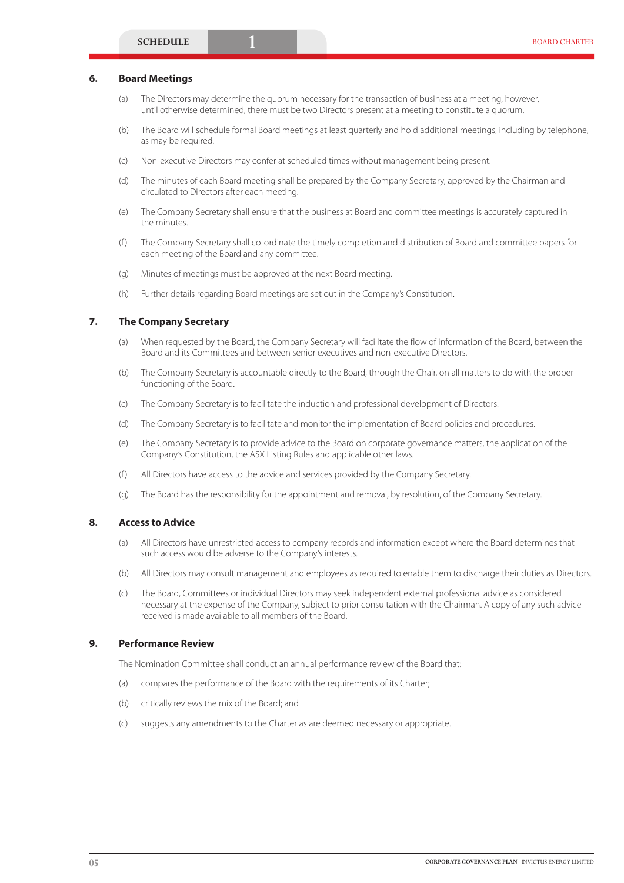## 6. Board Meetings

(a) The Directors may determine the quorum necessary for the transaction of business at a meeting, however, until otherwise determined, there must be two Directors present at a meeting to constitute a quorum.

(b) The Board will schedule formal Board meetings at least quarterly and hold additional meetings, including by telephone, as may be required.

(c) Non-executive Directors may confer at scheduled times without management being present.

(d) The minutes of each Board meeting shall be prepared by the Company Secretary, approved by the Chairman and circulated to Directors after each meeting.

(e) The Company Secretary shall ensure that the business at Board and committee meetings is accurately captured in the minutes.

(f) The Company Secretary shall co-ordinate the timely completion and distribution of Board and committee papers for each meeting of the Board and any committee.

(g) Minutes of meetings must be approved at the next Board meeting.

(h) Further details regarding Board meetings are set out in the Company's Constitution.

## 7. The Company Secretary

(a) When requested by the Board, the Company Secretary will facilitate the flow of information of the Board, between the Board and its Committees and between senior executives and non-executive Directors.

(b) The Company Secretary is accountable directly to the Board, through the Chair, on all matters to do with the proper functioning of the Board.

(c) The Company Secretary is to facilitate the induction and professional development of Directors.

(d) The Company Secretary is to facilitate and monitor the implementation of Board policies and procedures.

(e) The Company Secretary is to provide advice to the Board on corporate governance matters, the application of the Company's Constitution, the ASX Listing Rules and applicable other laws.

(f) All Directors have access to the advice and services provided by the Company Secretary.

(g) The Board has the responsibility for the appointment and removal, by resolution, of the Company Secretary.

## 8. Access to Advice

(a) All Directors have unrestricted access to company records and information except where the Board determines that such access would be adverse to the Company's interests.

(b) All Directors may consult management and employees as required to enable them to discharge their duties as Directors.

(c) The Board, Committees or individual Directors may seek independent external professional advice as considered necessary at the expense of the Company, subject to prior consultation with the Chairman. A copy of any such advice received is made available to all members of the Board.

## 9. Performance Review

The Nomination Committee shall conduct an annual performance review of the Board that:

(a) compares the performance of the Board with the requirements of its Charter;

(b) critically reviews the mix of the Board; and

(c) suggests any amendments to the Charter as are deemed necessary or appropriate.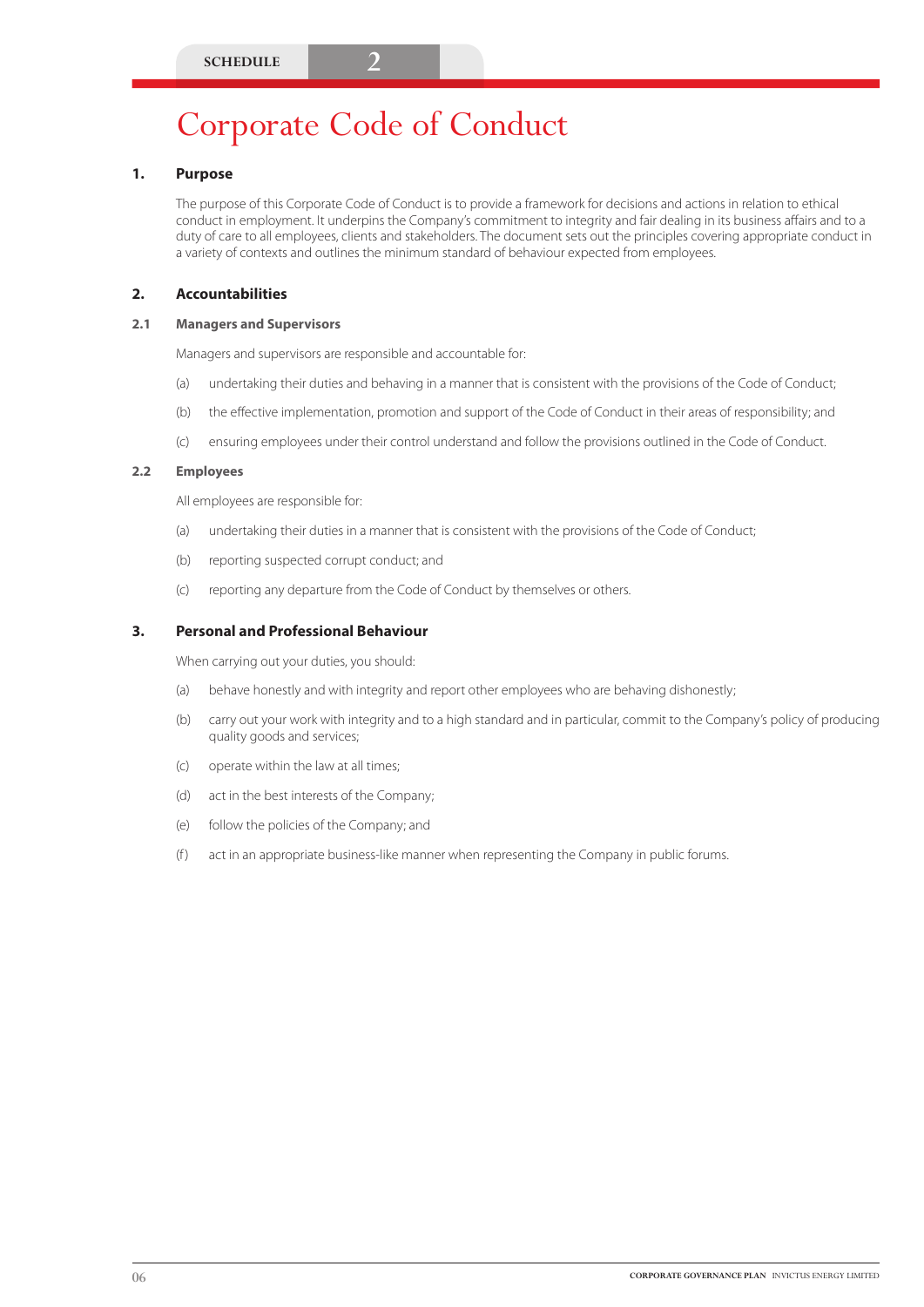SCHEDULE 2

# Corporate Code of Conduct

## 1. Purpose

The purpose of this Corporate Code of Conduct is to provide a framework for decisions and actions in relation to ethical conduct in employment. It underpins the Company's commitment to integrity and fair dealing in its business affairs and to a duty of care to all employees, clients and stakeholders. The document sets out the principles covering appropriate conduct in a variety of contexts and outlines the minimum standard of behaviour expected from employees.

## 2. Accountabilities

### 2.1 Managers and Supervisors

Managers and supervisors are responsible and accountable for:

(a) undertaking their duties and behaving in a manner that is consistent with the provisions of the Code of Conduct;

(b) the effective implementation, promotion and support of the Code of Conduct in their areas of responsibility; and

(c) ensuring employees under their control understand and follow the provisions outlined in the Code of Conduct.

### 2.2 Employees

All employees are responsible for:

(a) undertaking their duties in a manner that is consistent with the provisions of the Code of Conduct;

(b) reporting suspected corrupt conduct; and

(c) reporting any departure from the Code of Conduct by themselves or others.

## 3. Personal and Professional Behaviour

When carrying out your duties, you should:

(a) behave honestly and with integrity and report other employees who are behaving dishonestly;

(b) carry out your work with integrity and to a high standard and in particular, commit to the Company's policy of producing quality goods and services;

(c) operate within the law at all times;

(d) act in the best interests of the Company;

(e) follow the policies of the Company; and

(f) act in an appropriate business-like manner when representing the Company in public forums.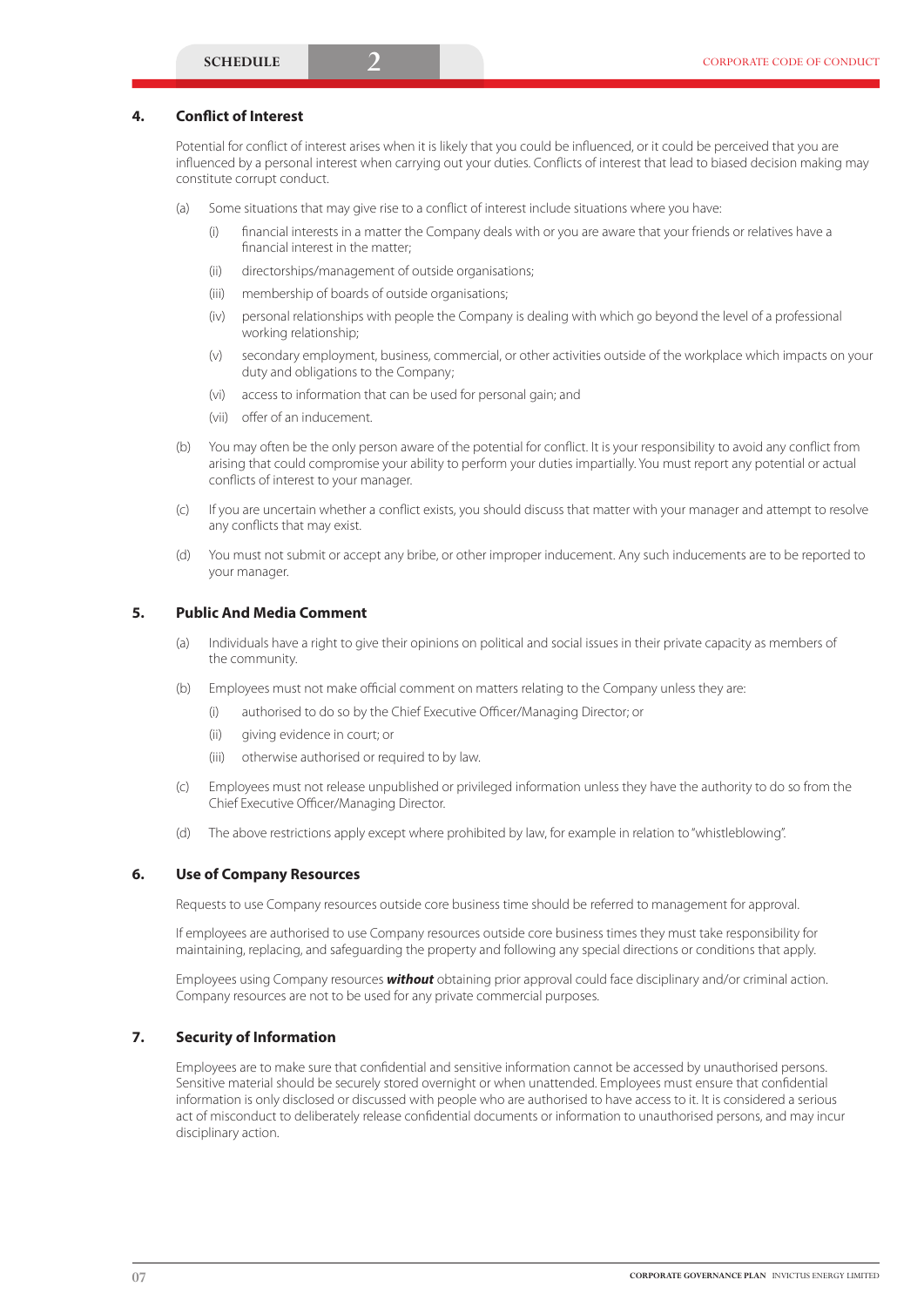## 4. Conflict of Interest

Potential for conflict of interest arises when it is likely that you could be influenced, or it could be perceived that you are influenced by a personal interest when carrying out your duties. Conflicts of interest that lead to biased decision making may constitute corrupt conduct.

(a) Some situations that may give rise to a conflict of interest include situations where you have:

  (i) financial interests in a matter the Company deals with or you are aware that your friends or relatives have a financial interest in the matter;

  (ii) directorships/management of outside organisations;

  (iii) membership of boards of outside organisations;

  (iv) personal relationships with people the Company is dealing with which go beyond the level of a professional working relationship;

  (v) secondary employment, business, commercial, or other activities outside of the workplace which impacts on your duty and obligations to the Company;

  (vi) access to information that can be used for personal gain; and

  (vii) offer of an inducement.

(b) You may often be the only person aware of the potential for conflict. It is your responsibility to avoid any conflict from arising that could compromise your ability to perform your duties impartially. You must report any potential or actual conflicts of interest to your manager.

(c) If you are uncertain whether a conflict exists, you should discuss that matter with your manager and attempt to resolve any conflicts that may exist.

(d) You must not submit or accept any bribe, or other improper inducement. Any such inducements are to be reported to your manager.

## 5. Public And Media Comment

(a) Individuals have a right to give their opinions on political and social issues in their private capacity as members of the community.

(b) Employees must not make official comment on matters relating to the Company unless they are:

  (i) authorised to do so by the Chief Executive Officer/Managing Director; or

  (ii) giving evidence in court; or

  (iii) otherwise authorised or required to by law.

(c) Employees must not release unpublished or privileged information unless they have the authority to do so from the Chief Executive Officer/Managing Director.

(d) The above restrictions apply except where prohibited by law, for example in relation to "whistleblowing".

## 6. Use of Company Resources

Requests to use Company resources outside core business time should be referred to management for approval.

If employees are authorised to use Company resources outside core business times they must take responsibility for maintaining, replacing, and safeguarding the property and following any special directions or conditions that apply.

Employees using Company resources ***without*** obtaining prior approval could face disciplinary and/or criminal action. Company resources are not to be used for any private commercial purposes.

## 7. Security of Information

Employees are to make sure that confidential and sensitive information cannot be accessed by unauthorised persons. Sensitive material should be securely stored overnight or when unattended. Employees must ensure that confidential information is only disclosed or discussed with people who are authorised to have access to it. It is considered a serious act of misconduct to deliberately release confidential documents or information to unauthorised persons, and may incur disciplinary action.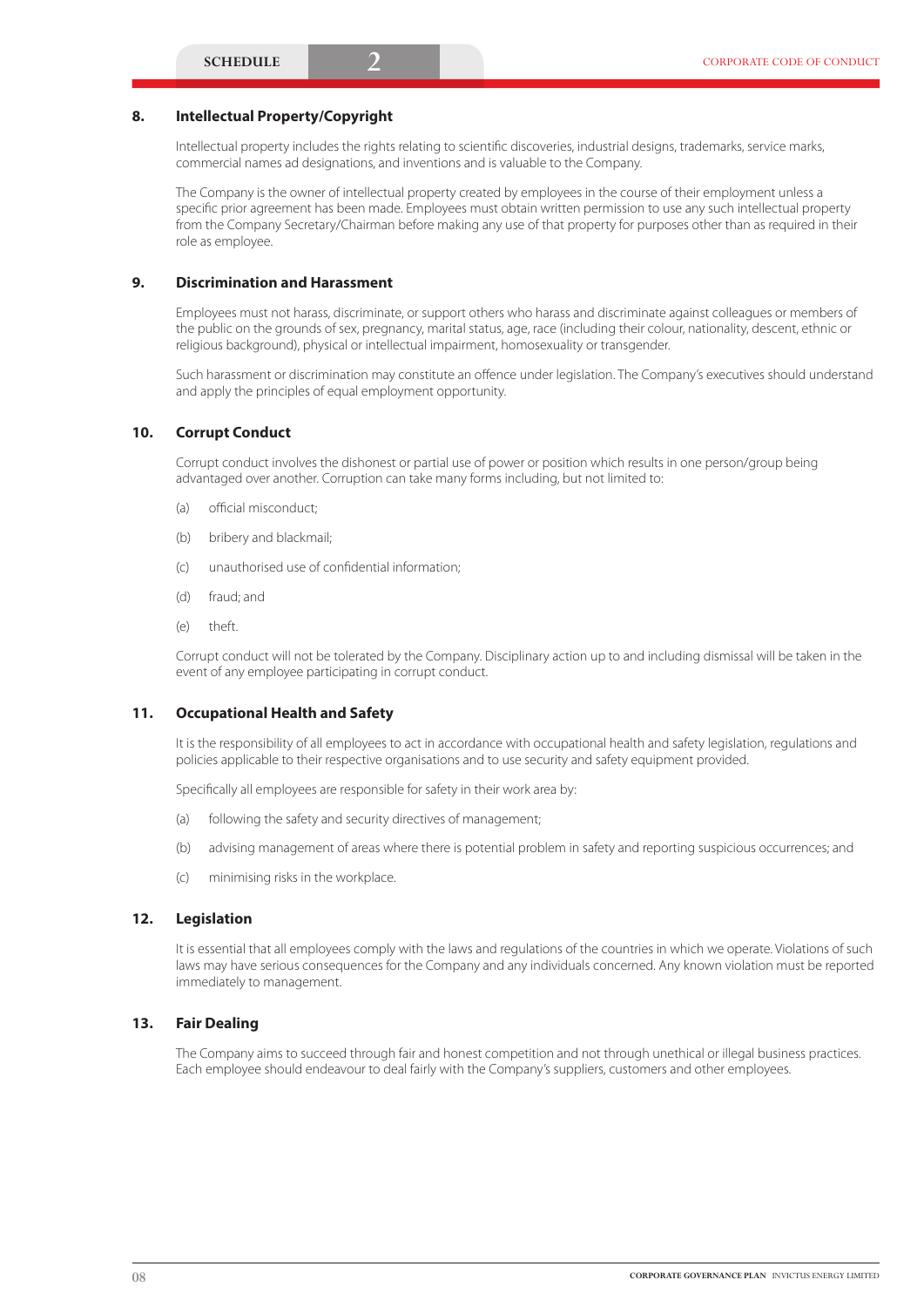## 8. Intellectual Property/Copyright

Intellectual property includes the rights relating to scientific discoveries, industrial designs, trademarks, service marks, commercial names ad designations, and inventions and is valuable to the Company.

The Company is the owner of intellectual property created by employees in the course of their employment unless a specific prior agreement has been made. Employees must obtain written permission to use any such intellectual property from the Company Secretary/Chairman before making any use of that property for purposes other than as required in their role as employee.

## 9. Discrimination and Harassment

Employees must not harass, discriminate, or support others who harass and discriminate against colleagues or members of the public on the grounds of sex, pregnancy, marital status, age, race (including their colour, nationality, descent, ethnic or religious background), physical or intellectual impairment, homosexuality or transgender.

Such harassment or discrimination may constitute an offence under legislation. The Company's executives should understand and apply the principles of equal employment opportunity.

## 10. Corrupt Conduct

Corrupt conduct involves the dishonest or partial use of power or position which results in one person/group being advantaged over another. Corruption can take many forms including, but not limited to:

(a) official misconduct;

(b) bribery and blackmail;

(c) unauthorised use of confidential information;

(d) fraud; and

(e) theft.

Corrupt conduct will not be tolerated by the Company. Disciplinary action up to and including dismissal will be taken in the event of any employee participating in corrupt conduct.

## 11. Occupational Health and Safety

It is the responsibility of all employees to act in accordance with occupational health and safety legislation, regulations and policies applicable to their respective organisations and to use security and safety equipment provided.

Specifically all employees are responsible for safety in their work area by:

(a) following the safety and security directives of management;

(b) advising management of areas where there is potential problem in safety and reporting suspicious occurrences; and

(c) minimising risks in the workplace.

## 12. Legislation

It is essential that all employees comply with the laws and regulations of the countries in which we operate. Violations of such laws may have serious consequences for the Company and any individuals concerned. Any known violation must be reported immediately to management.

## 13. Fair Dealing

The Company aims to succeed through fair and honest competition and not through unethical or illegal business practices. Each employee should endeavour to deal fairly with the Company's suppliers, customers and other employees.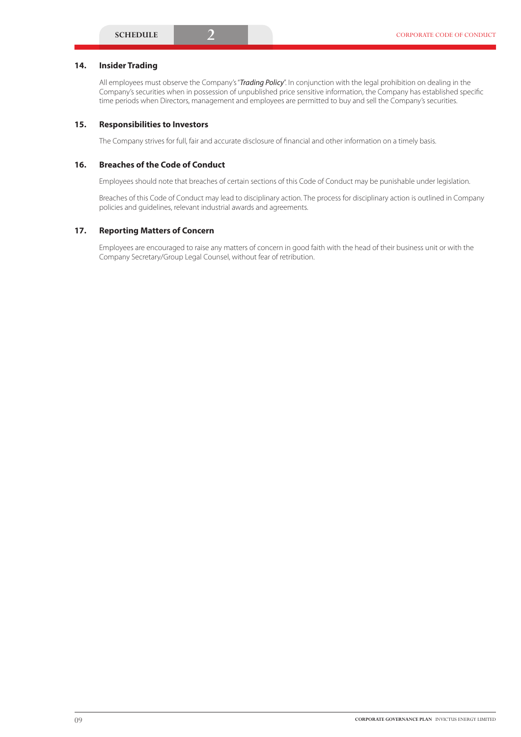## 14. Insider Trading

All employees must observe the Company's "*Trading Policy*". In conjunction with the legal prohibition on dealing in the Company's securities when in possession of unpublished price sensitive information, the Company has established specific time periods when Directors, management and employees are permitted to buy and sell the Company's securities.

## 15. Responsibilities to Investors

The Company strives for full, fair and accurate disclosure of financial and other information on a timely basis.

## 16. Breaches of the Code of Conduct

Employees should note that breaches of certain sections of this Code of Conduct may be punishable under legislation.

Breaches of this Code of Conduct may lead to disciplinary action. The process for disciplinary action is outlined in Company policies and guidelines, relevant industrial awards and agreements.

## 17. Reporting Matters of Concern

Employees are encouraged to raise any matters of concern in good faith with the head of their business unit or with the Company Secretary/Group Legal Counsel, without fear of retribution.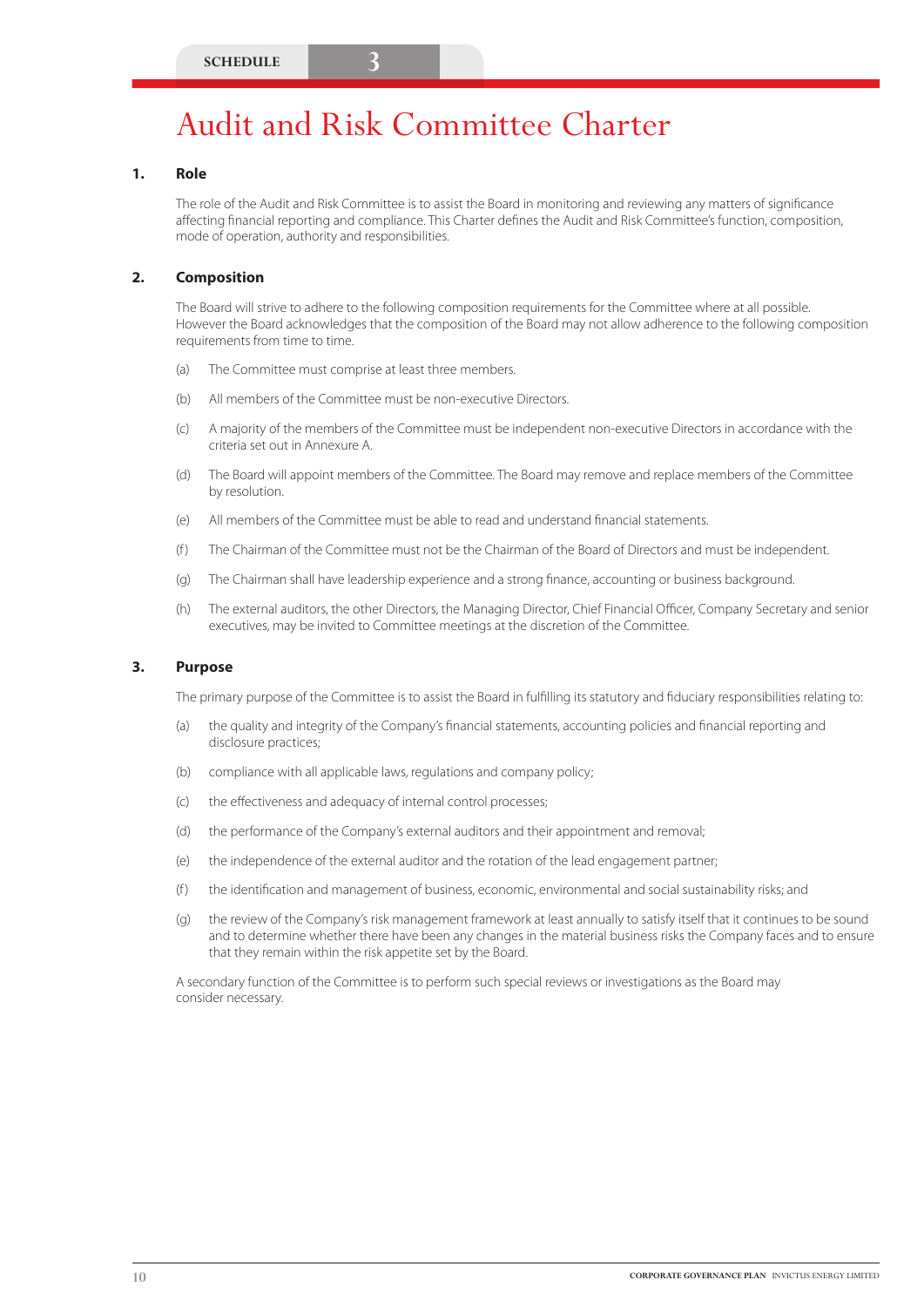SCHEDULE 3

# Audit and Risk Committee Charter

## 1. Role

The role of the Audit and Risk Committee is to assist the Board in monitoring and reviewing any matters of significance affecting financial reporting and compliance. This Charter defines the Audit and Risk Committee's function, composition, mode of operation, authority and responsibilities.

## 2. Composition

The Board will strive to adhere to the following composition requirements for the Committee where at all possible. However the Board acknowledges that the composition of the Board may not allow adherence to the following composition requirements from time to time.

(a) The Committee must comprise at least three members.

(b) All members of the Committee must be non-executive Directors.

(c) A majority of the members of the Committee must be independent non-executive Directors in accordance with the criteria set out in Annexure A.

(d) The Board will appoint members of the Committee. The Board may remove and replace members of the Committee by resolution.

(e) All members of the Committee must be able to read and understand financial statements.

(f) The Chairman of the Committee must not be the Chairman of the Board of Directors and must be independent.

(g) The Chairman shall have leadership experience and a strong finance, accounting or business background.

(h) The external auditors, the other Directors, the Managing Director, Chief Financial Officer, Company Secretary and senior executives, may be invited to Committee meetings at the discretion of the Committee.

## 3. Purpose

The primary purpose of the Committee is to assist the Board in fulfilling its statutory and fiduciary responsibilities relating to:

(a) the quality and integrity of the Company's financial statements, accounting policies and financial reporting and disclosure practices;

(b) compliance with all applicable laws, regulations and company policy;

(c) the effectiveness and adequacy of internal control processes;

(d) the performance of the Company's external auditors and their appointment and removal;

(e) the independence of the external auditor and the rotation of the lead engagement partner;

(f) the identification and management of business, economic, environmental and social sustainability risks; and

(g) the review of the Company's risk management framework at least annually to satisfy itself that it continues to be sound and to determine whether there have been any changes in the material business risks the Company faces and to ensure that they remain within the risk appetite set by the Board.

A secondary function of the Committee is to perform such special reviews or investigations as the Board may consider necessary.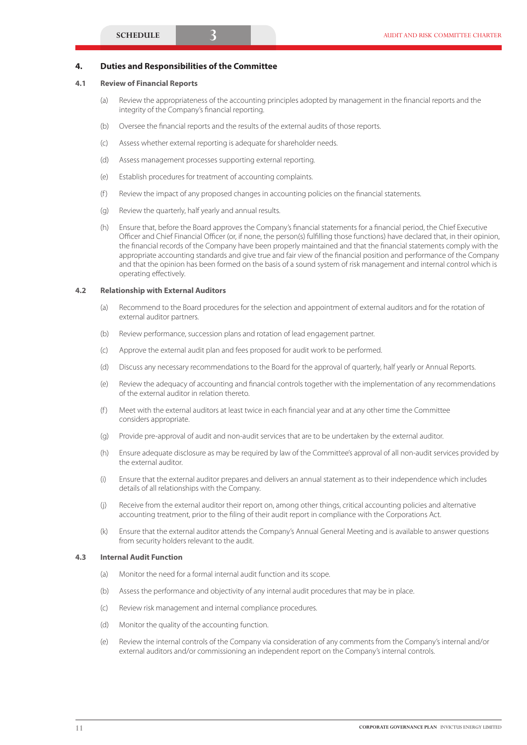## 4. Duties and Responsibilities of the Committee

### 4.1 Review of Financial Reports

(a) Review the appropriateness of the accounting principles adopted by management in the financial reports and the integrity of the Company's financial reporting.

(b) Oversee the financial reports and the results of the external audits of those reports.

(c) Assess whether external reporting is adequate for shareholder needs.

(d) Assess management processes supporting external reporting.

(e) Establish procedures for treatment of accounting complaints.

(f) Review the impact of any proposed changes in accounting policies on the financial statements.

(g) Review the quarterly, half yearly and annual results.

(h) Ensure that, before the Board approves the Company's financial statements for a financial period, the Chief Executive Officer and Chief Financial Officer (or, if none, the person(s) fulfilling those functions) have declared that, in their opinion, the financial records of the Company have been properly maintained and that the financial statements comply with the appropriate accounting standards and give true and fair view of the financial position and performance of the Company and that the opinion has been formed on the basis of a sound system of risk management and internal control which is operating effectively.

### 4.2 Relationship with External Auditors

(a) Recommend to the Board procedures for the selection and appointment of external auditors and for the rotation of external auditor partners.

(b) Review performance, succession plans and rotation of lead engagement partner.

(c) Approve the external audit plan and fees proposed for audit work to be performed.

(d) Discuss any necessary recommendations to the Board for the approval of quarterly, half yearly or Annual Reports.

(e) Review the adequacy of accounting and financial controls together with the implementation of any recommendations of the external auditor in relation thereto.

(f) Meet with the external auditors at least twice in each financial year and at any other time the Committee considers appropriate.

(g) Provide pre-approval of audit and non-audit services that are to be undertaken by the external auditor.

(h) Ensure adequate disclosure as may be required by law of the Committee's approval of all non-audit services provided by the external auditor.

(i) Ensure that the external auditor prepares and delivers an annual statement as to their independence which includes details of all relationships with the Company.

(j) Receive from the external auditor their report on, among other things, critical accounting policies and alternative accounting treatment, prior to the filing of their audit report in compliance with the Corporations Act.

(k) Ensure that the external auditor attends the Company's Annual General Meeting and is available to answer questions from security holders relevant to the audit.

### 4.3 Internal Audit Function

(a) Monitor the need for a formal internal audit function and its scope.

(b) Assess the performance and objectivity of any internal audit procedures that may be in place.

(c) Review risk management and internal compliance procedures.

(d) Monitor the quality of the accounting function.

(e) Review the internal controls of the Company via consideration of any comments from the Company's internal and/or external auditors and/or commissioning an independent report on the Company's internal controls.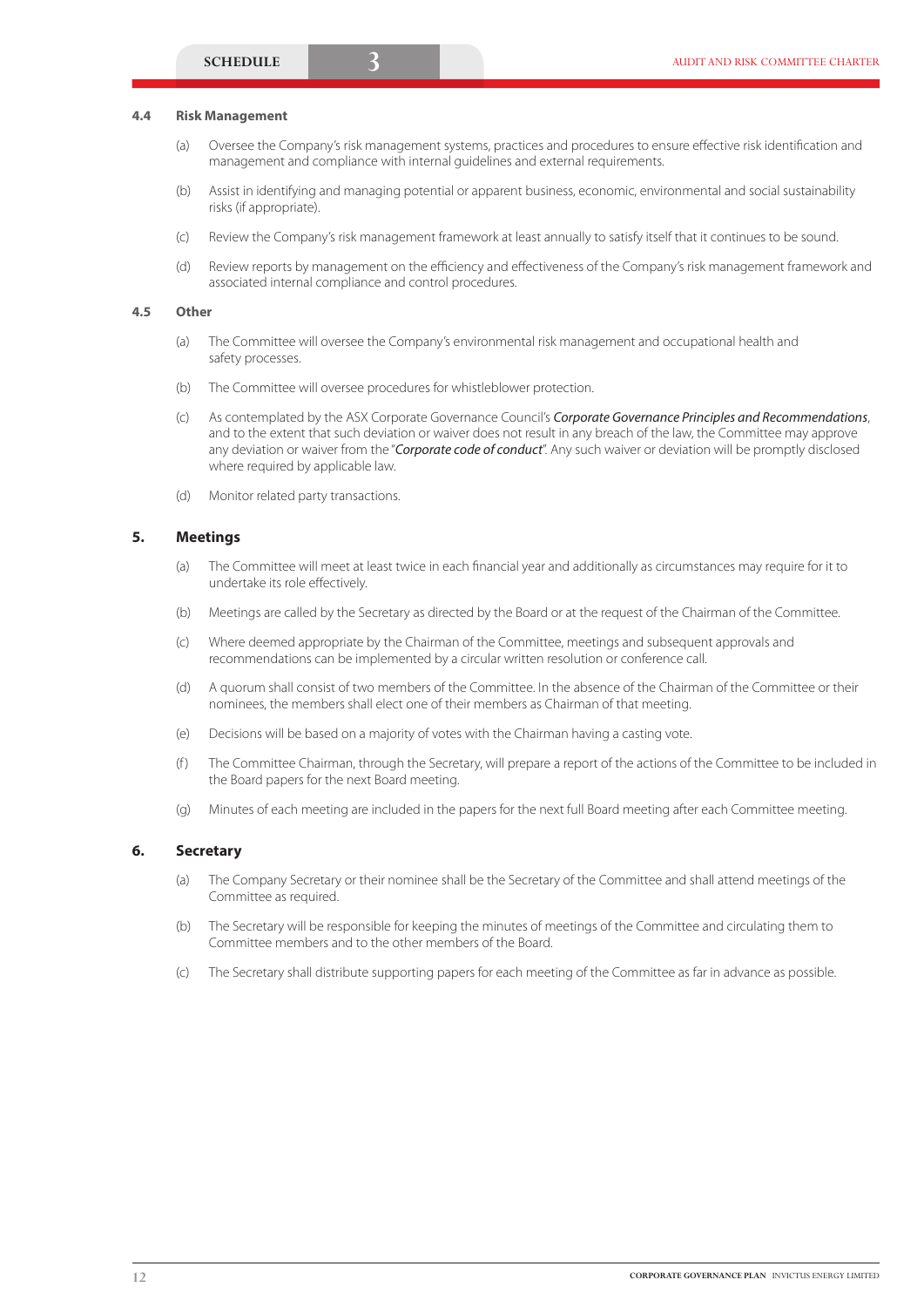### 4.4 Risk Management

(a) Oversee the Company's risk management systems, practices and procedures to ensure effective risk identification and management and compliance with internal guidelines and external requirements.

(b) Assist in identifying and managing potential or apparent business, economic, environmental and social sustainability risks (if appropriate).

(c) Review the Company's risk management framework at least annually to satisfy itself that it continues to be sound.

(d) Review reports by management on the efficiency and effectiveness of the Company's risk management framework and associated internal compliance and control procedures.

### 4.5 Other

(a) The Committee will oversee the Company's environmental risk management and occupational health and safety processes.

(b) The Committee will oversee procedures for whistleblower protection.

(c) As contemplated by the ASX Corporate Governance Council's ***Corporate Governance Principles and Recommendations***, and to the extent that such deviation or waiver does not result in any breach of the law, the Committee may approve any deviation or waiver from the "***Corporate code of conduct***". Any such waiver or deviation will be promptly disclosed where required by applicable law.

(d) Monitor related party transactions.

## 5. Meetings

(a) The Committee will meet at least twice in each financial year and additionally as circumstances may require for it to undertake its role effectively.

(b) Meetings are called by the Secretary as directed by the Board or at the request of the Chairman of the Committee.

(c) Where deemed appropriate by the Chairman of the Committee, meetings and subsequent approvals and recommendations can be implemented by a circular written resolution or conference call.

(d) A quorum shall consist of two members of the Committee. In the absence of the Chairman of the Committee or their nominees, the members shall elect one of their members as Chairman of that meeting.

(e) Decisions will be based on a majority of votes with the Chairman having a casting vote.

(f) The Committee Chairman, through the Secretary, will prepare a report of the actions of the Committee to be included in the Board papers for the next Board meeting.

(g) Minutes of each meeting are included in the papers for the next full Board meeting after each Committee meeting.

## 6. Secretary

(a) The Company Secretary or their nominee shall be the Secretary of the Committee and shall attend meetings of the Committee as required.

(b) The Secretary will be responsible for keeping the minutes of meetings of the Committee and circulating them to Committee members and to the other members of the Board.

(c) The Secretary shall distribute supporting papers for each meeting of the Committee as far in advance as possible.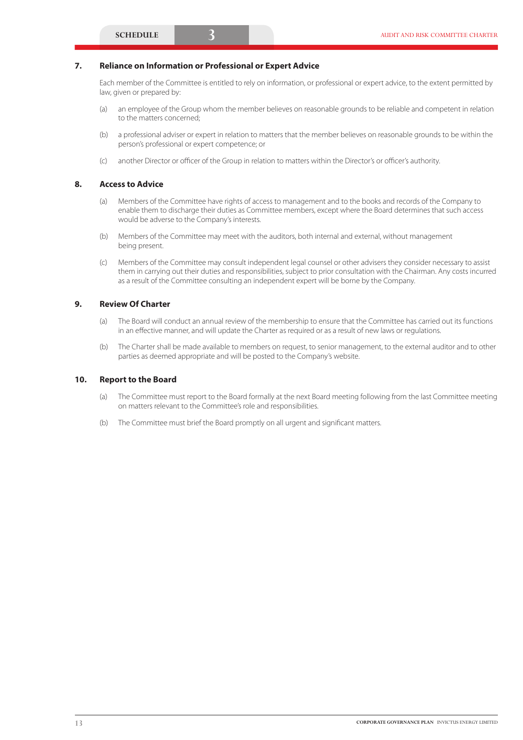## 7. Reliance on Information or Professional or Expert Advice

Each member of the Committee is entitled to rely on information, or professional or expert advice, to the extent permitted by law, given or prepared by:

(a) an employee of the Group whom the member believes on reasonable grounds to be reliable and competent in relation to the matters concerned;

(b) a professional adviser or expert in relation to matters that the member believes on reasonable grounds to be within the person's professional or expert competence; or

(c) another Director or officer of the Group in relation to matters within the Director's or officer's authority.

## 8. Access to Advice

(a) Members of the Committee have rights of access to management and to the books and records of the Company to enable them to discharge their duties as Committee members, except where the Board determines that such access would be adverse to the Company's interests.

(b) Members of the Committee may meet with the auditors, both internal and external, without management being present.

(c) Members of the Committee may consult independent legal counsel or other advisers they consider necessary to assist them in carrying out their duties and responsibilities, subject to prior consultation with the Chairman. Any costs incurred as a result of the Committee consulting an independent expert will be borne by the Company.

## 9. Review Of Charter

(a) The Board will conduct an annual review of the membership to ensure that the Committee has carried out its functions in an effective manner, and will update the Charter as required or as a result of new laws or regulations.

(b) The Charter shall be made available to members on request, to senior management, to the external auditor and to other parties as deemed appropriate and will be posted to the Company's website.

## 10. Report to the Board

(a) The Committee must report to the Board formally at the next Board meeting following from the last Committee meeting on matters relevant to the Committee's role and responsibilities.

(b) The Committee must brief the Board promptly on all urgent and significant matters.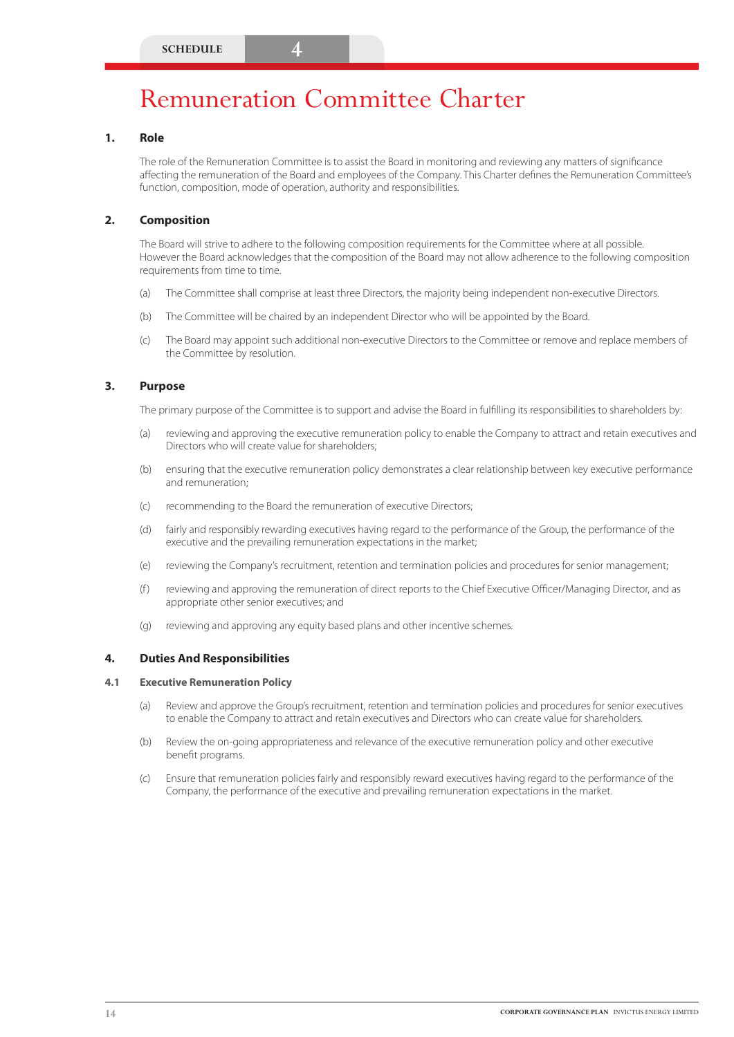SCHEDULE 4

# Remuneration Committee Charter

## 1. Role

The role of the Remuneration Committee is to assist the Board in monitoring and reviewing any matters of significance affecting the remuneration of the Board and employees of the Company. This Charter defines the Remuneration Committee's function, composition, mode of operation, authority and responsibilities.

## 2. Composition

The Board will strive to adhere to the following composition requirements for the Committee where at all possible. However the Board acknowledges that the composition of the Board may not allow adherence to the following composition requirements from time to time.

(a) The Committee shall comprise at least three Directors, the majority being independent non-executive Directors.

(b) The Committee will be chaired by an independent Director who will be appointed by the Board.

(c) The Board may appoint such additional non-executive Directors to the Committee or remove and replace members of the Committee by resolution.

## 3. Purpose

The primary purpose of the Committee is to support and advise the Board in fulfilling its responsibilities to shareholders by:

(a) reviewing and approving the executive remuneration policy to enable the Company to attract and retain executives and Directors who will create value for shareholders;

(b) ensuring that the executive remuneration policy demonstrates a clear relationship between key executive performance and remuneration;

(c) recommending to the Board the remuneration of executive Directors;

(d) fairly and responsibly rewarding executives having regard to the performance of the Group, the performance of the executive and the prevailing remuneration expectations in the market;

(e) reviewing the Company's recruitment, retention and termination policies and procedures for senior management;

(f) reviewing and approving the remuneration of direct reports to the Chief Executive Officer/Managing Director, and as appropriate other senior executives; and

(g) reviewing and approving any equity based plans and other incentive schemes.

## 4. Duties And Responsibilities

### 4.1 Executive Remuneration Policy

(a) Review and approve the Group's recruitment, retention and termination policies and procedures for senior executives to enable the Company to attract and retain executives and Directors who can create value for shareholders.

(b) Review the on-going appropriateness and relevance of the executive remuneration policy and other executive benefit programs.

(c) Ensure that remuneration policies fairly and responsibly reward executives having regard to the performance of the Company, the performance of the executive and prevailing remuneration expectations in the market.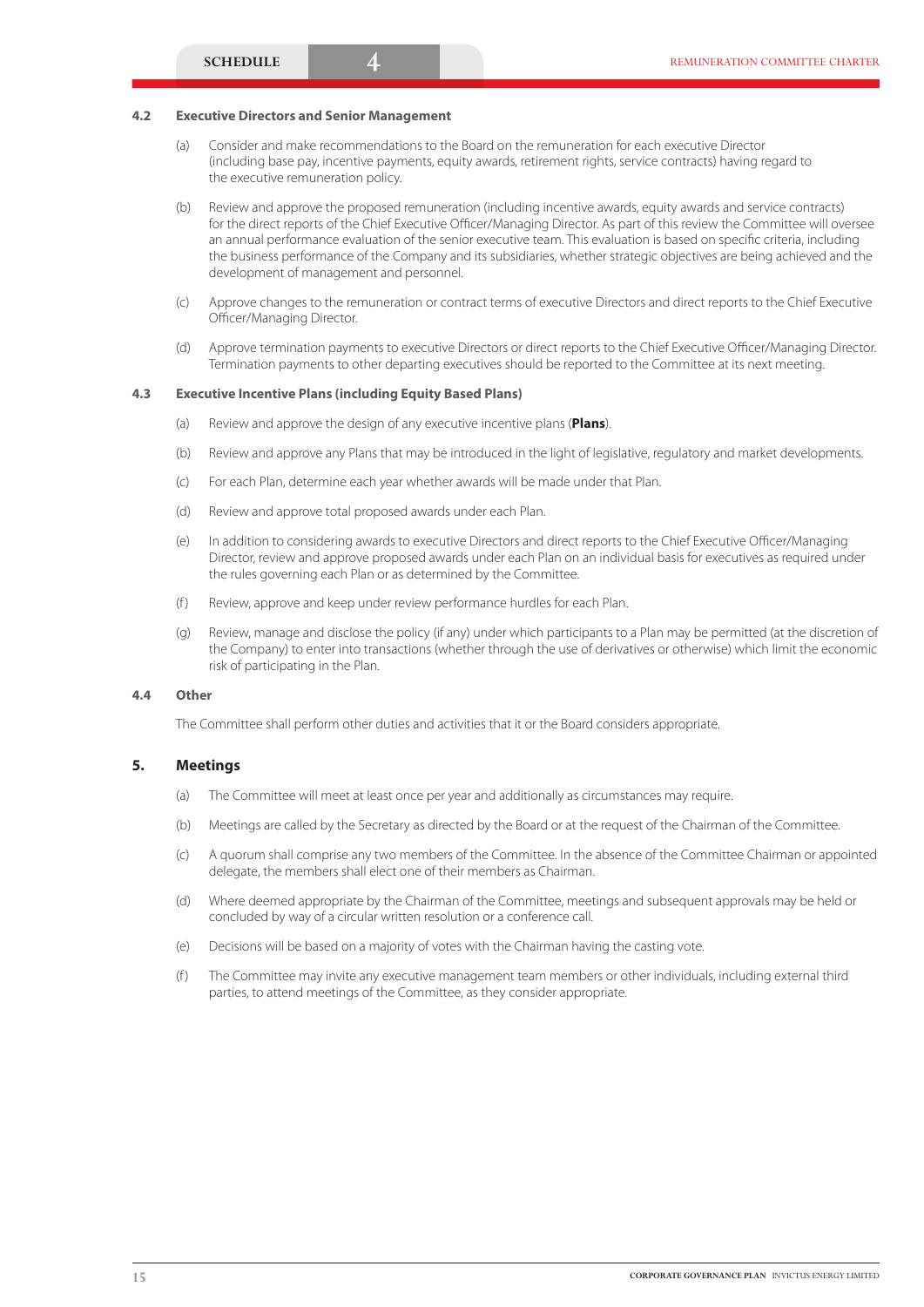### 4.2 Executive Directors and Senior Management

(a) Consider and make recommendations to the Board on the remuneration for each executive Director (including base pay, incentive payments, equity awards, retirement rights, service contracts) having regard to the executive remuneration policy.

(b) Review and approve the proposed remuneration (including incentive awards, equity awards and service contracts) for the direct reports of the Chief Executive Officer/Managing Director. As part of this review the Committee will oversee an annual performance evaluation of the senior executive team. This evaluation is based on specific criteria, including the business performance of the Company and its subsidiaries, whether strategic objectives are being achieved and the development of management and personnel.

(c) Approve changes to the remuneration or contract terms of executive Directors and direct reports to the Chief Executive Officer/Managing Director.

(d) Approve termination payments to executive Directors or direct reports to the Chief Executive Officer/Managing Director. Termination payments to other departing executives should be reported to the Committee at its next meeting.

### 4.3 Executive Incentive Plans (including Equity Based Plans)

(a) Review and approve the design of any executive incentive plans (**Plans**).

(b) Review and approve any Plans that may be introduced in the light of legislative, regulatory and market developments.

(c) For each Plan, determine each year whether awards will be made under that Plan.

(d) Review and approve total proposed awards under each Plan.

(e) In addition to considering awards to executive Directors and direct reports to the Chief Executive Officer/Managing Director, review and approve proposed awards under each Plan on an individual basis for executives as required under the rules governing each Plan or as determined by the Committee.

(f) Review, approve and keep under review performance hurdles for each Plan.

(g) Review, manage and disclose the policy (if any) under which participants to a Plan may be permitted (at the discretion of the Company) to enter into transactions (whether through the use of derivatives or otherwise) which limit the economic risk of participating in the Plan.

### 4.4 Other

The Committee shall perform other duties and activities that it or the Board considers appropriate.

## 5. Meetings

(a) The Committee will meet at least once per year and additionally as circumstances may require.

(b) Meetings are called by the Secretary as directed by the Board or at the request of the Chairman of the Committee.

(c) A quorum shall comprise any two members of the Committee. In the absence of the Committee Chairman or appointed delegate, the members shall elect one of their members as Chairman.

(d) Where deemed appropriate by the Chairman of the Committee, meetings and subsequent approvals may be held or concluded by way of a circular written resolution or a conference call.

(e) Decisions will be based on a majority of votes with the Chairman having the casting vote.

(f) The Committee may invite any executive management team members or other individuals, including external third parties, to attend meetings of the Committee, as they consider appropriate.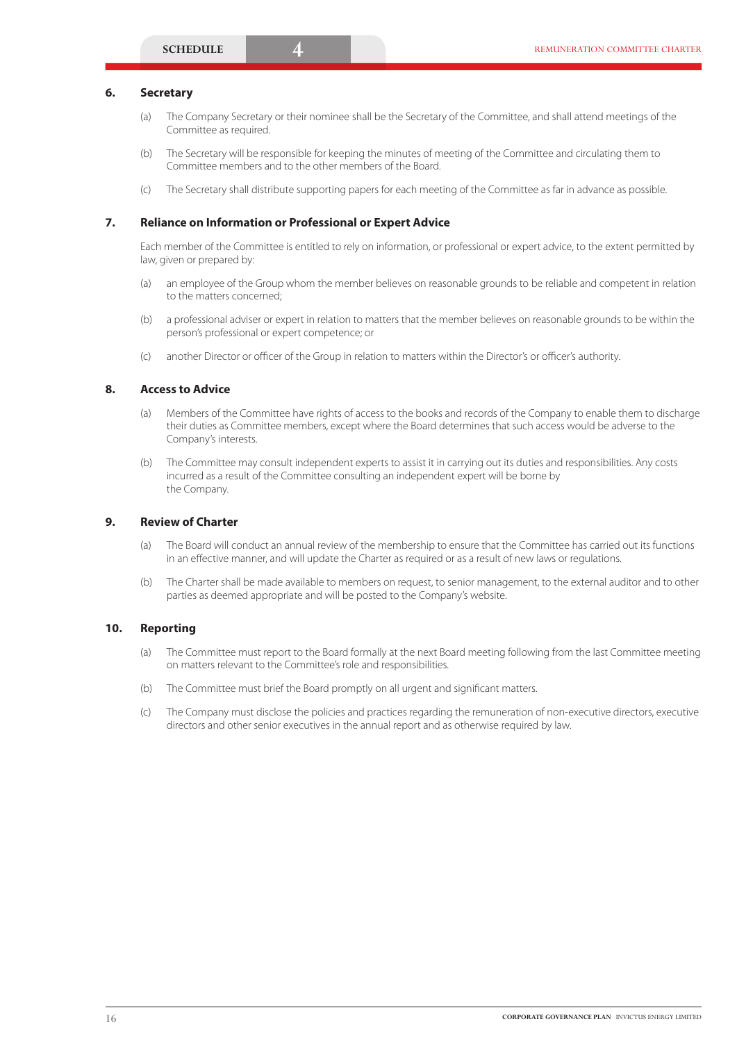## 6. Secretary

(a) The Company Secretary or their nominee shall be the Secretary of the Committee, and shall attend meetings of the Committee as required.

(b) The Secretary will be responsible for keeping the minutes of meeting of the Committee and circulating them to Committee members and to the other members of the Board.

(c) The Secretary shall distribute supporting papers for each meeting of the Committee as far in advance as possible.

## 7. Reliance on Information or Professional or Expert Advice

Each member of the Committee is entitled to rely on information, or professional or expert advice, to the extent permitted by law, given or prepared by:

(a) an employee of the Group whom the member believes on reasonable grounds to be reliable and competent in relation to the matters concerned;

(b) a professional adviser or expert in relation to matters that the member believes on reasonable grounds to be within the person's professional or expert competence; or

(c) another Director or officer of the Group in relation to matters within the Director's or officer's authority.

## 8. Access to Advice

(a) Members of the Committee have rights of access to the books and records of the Company to enable them to discharge their duties as Committee members, except where the Board determines that such access would be adverse to the Company's interests.

(b) The Committee may consult independent experts to assist it in carrying out its duties and responsibilities. Any costs incurred as a result of the Committee consulting an independent expert will be borne by the Company.

## 9. Review of Charter

(a) The Board will conduct an annual review of the membership to ensure that the Committee has carried out its functions in an effective manner, and will update the Charter as required or as a result of new laws or regulations.

(b) The Charter shall be made available to members on request, to senior management, to the external auditor and to other parties as deemed appropriate and will be posted to the Company's website.

## 10. Reporting

(a) The Committee must report to the Board formally at the next Board meeting following from the last Committee meeting on matters relevant to the Committee's role and responsibilities.

(b) The Committee must brief the Board promptly on all urgent and significant matters.

(c) The Company must disclose the policies and practices regarding the remuneration of non-executive directors, executive directors and other senior executives in the annual report and as otherwise required by law.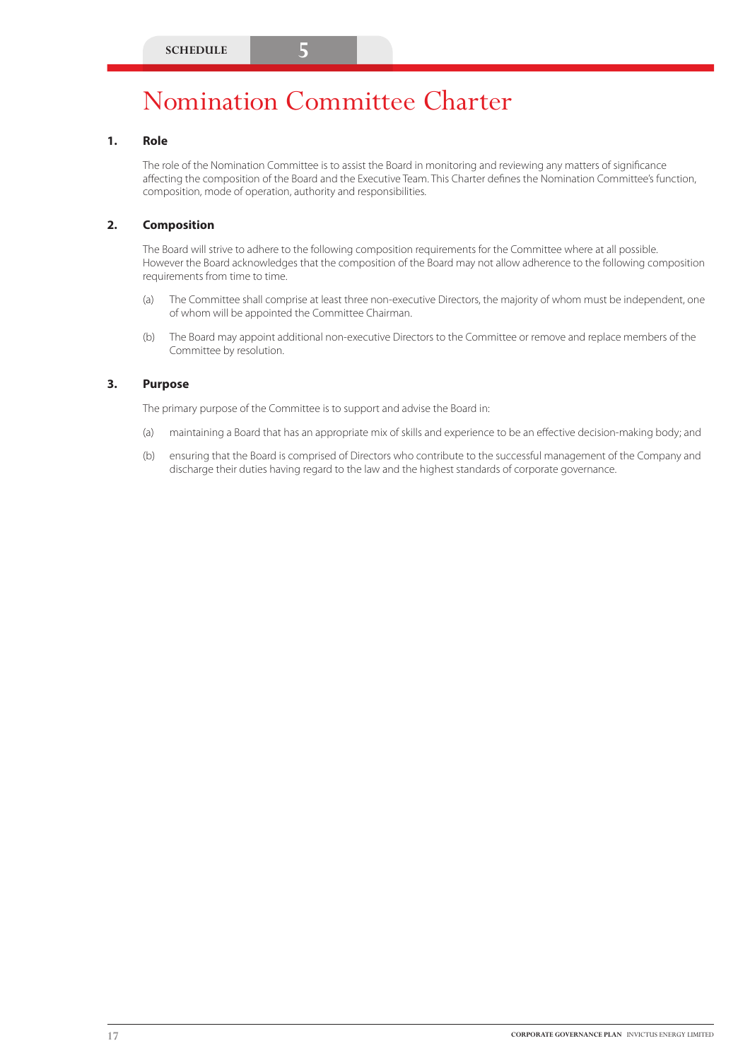SCHEDULE 5

# Nomination Committee Charter

## 1. Role

The role of the Nomination Committee is to assist the Board in monitoring and reviewing any matters of significance affecting the composition of the Board and the Executive Team. This Charter defines the Nomination Committee's function, composition, mode of operation, authority and responsibilities.

## 2. Composition

The Board will strive to adhere to the following composition requirements for the Committee where at all possible. However the Board acknowledges that the composition of the Board may not allow adherence to the following composition requirements from time to time.

(a) The Committee shall comprise at least three non-executive Directors, the majority of whom must be independent, one of whom will be appointed the Committee Chairman.

(b) The Board may appoint additional non-executive Directors to the Committee or remove and replace members of the Committee by resolution.

## 3. Purpose

The primary purpose of the Committee is to support and advise the Board in:

(a) maintaining a Board that has an appropriate mix of skills and experience to be an effective decision-making body; and

(b) ensuring that the Board is comprised of Directors who contribute to the successful management of the Company and discharge their duties having regard to the law and the highest standards of corporate governance.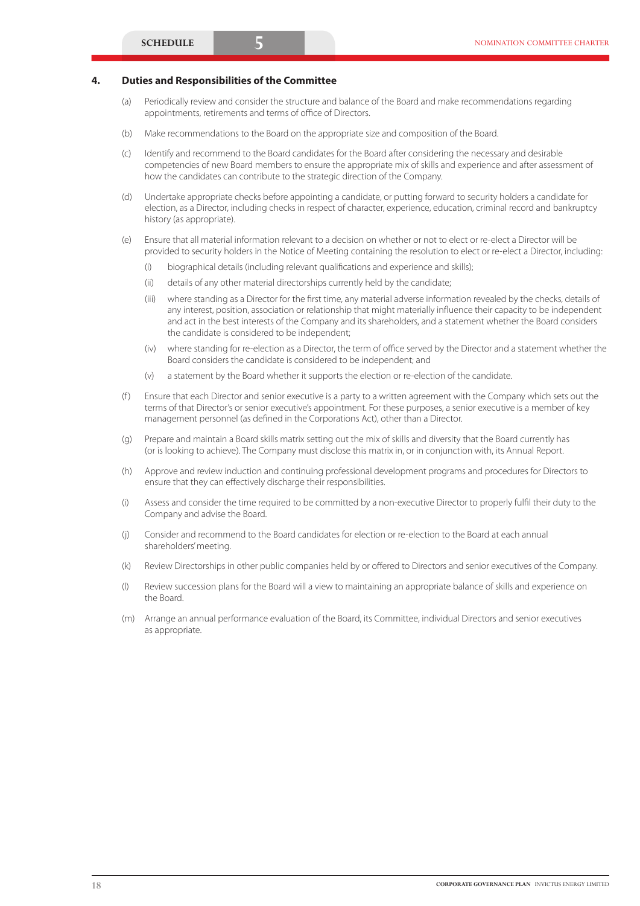## 4. Duties and Responsibilities of the Committee

(a) Periodically review and consider the structure and balance of the Board and make recommendations regarding appointments, retirements and terms of office of Directors.

(b) Make recommendations to the Board on the appropriate size and composition of the Board.

(c) Identify and recommend to the Board candidates for the Board after considering the necessary and desirable competencies of new Board members to ensure the appropriate mix of skills and experience and after assessment of how the candidates can contribute to the strategic direction of the Company.

(d) Undertake appropriate checks before appointing a candidate, or putting forward to security holders a candidate for election, as a Director, including checks in respect of character, experience, education, criminal record and bankruptcy history (as appropriate).

(e) Ensure that all material information relevant to a decision on whether or not to elect or re-elect a Director will be provided to security holders in the Notice of Meeting containing the resolution to elect or re-elect a Director, including:

   (i) biographical details (including relevant qualifications and experience and skills);

   (ii) details of any other material directorships currently held by the candidate;

   (iii) where standing as a Director for the first time, any material adverse information revealed by the checks, details of any interest, position, association or relationship that might materially influence their capacity to be independent and act in the best interests of the Company and its shareholders, and a statement whether the Board considers the candidate is considered to be independent;

   (iv) where standing for re-election as a Director, the term of office served by the Director and a statement whether the Board considers the candidate is considered to be independent; and

   (v) a statement by the Board whether it supports the election or re-election of the candidate.

(f) Ensure that each Director and senior executive is a party to a written agreement with the Company which sets out the terms of that Director's or senior executive's appointment. For these purposes, a senior executive is a member of key management personnel (as defined in the Corporations Act), other than a Director.

(g) Prepare and maintain a Board skills matrix setting out the mix of skills and diversity that the Board currently has (or is looking to achieve). The Company must disclose this matrix in, or in conjunction with, its Annual Report.

(h) Approve and review induction and continuing professional development programs and procedures for Directors to ensure that they can effectively discharge their responsibilities.

(i) Assess and consider the time required to be committed by a non-executive Director to properly fulfil their duty to the Company and advise the Board.

(j) Consider and recommend to the Board candidates for election or re-election to the Board at each annual shareholders' meeting.

(k) Review Directorships in other public companies held by or offered to Directors and senior executives of the Company.

(l) Review succession plans for the Board will a view to maintaining an appropriate balance of skills and experience on the Board.

(m) Arrange an annual performance evaluation of the Board, its Committee, individual Directors and senior executives as appropriate.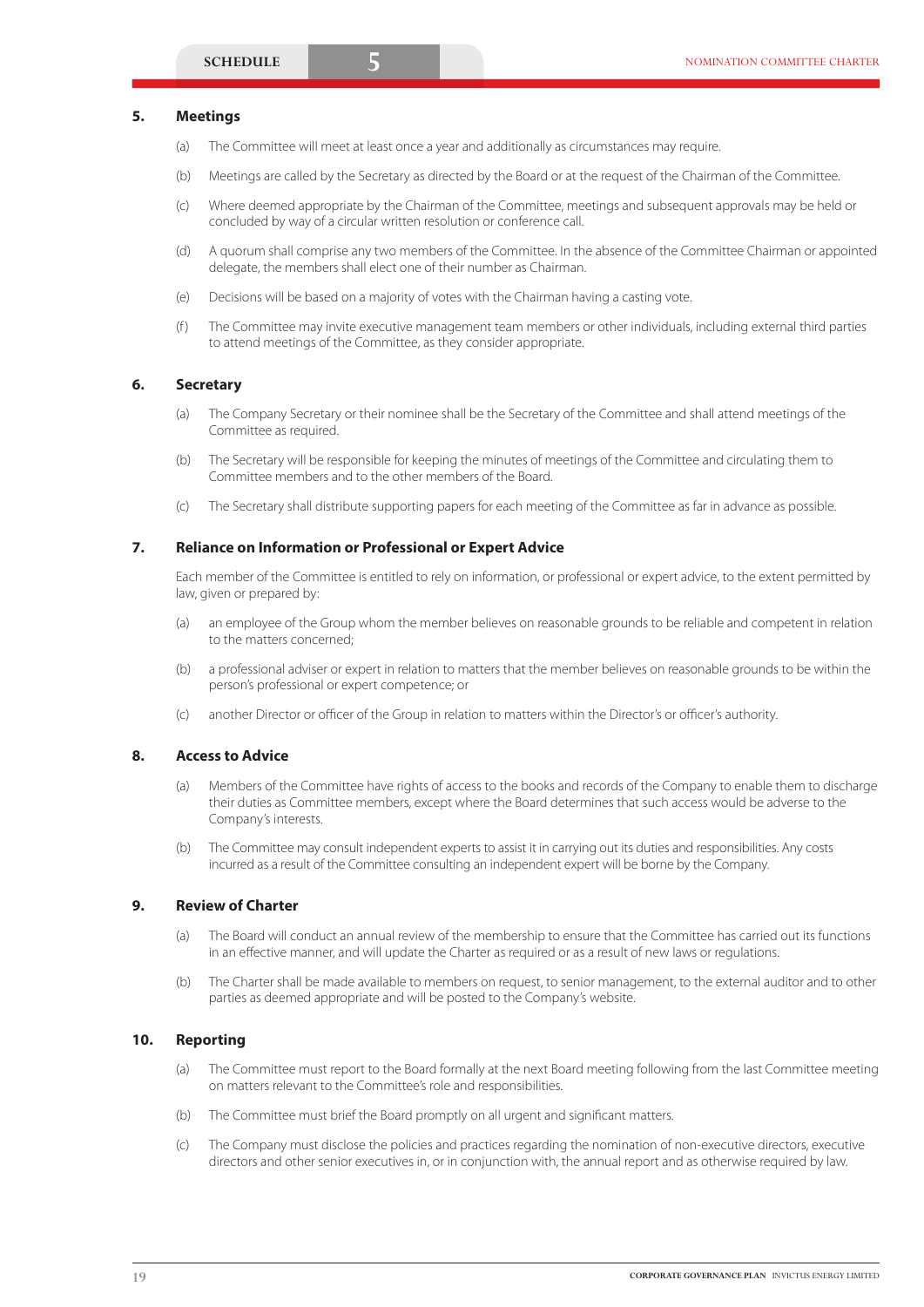## 5. Meetings

(a) The Committee will meet at least once a year and additionally as circumstances may require.

(b) Meetings are called by the Secretary as directed by the Board or at the request of the Chairman of the Committee.

(c) Where deemed appropriate by the Chairman of the Committee, meetings and subsequent approvals may be held or concluded by way of a circular written resolution or conference call.

(d) A quorum shall comprise any two members of the Committee. In the absence of the Committee Chairman or appointed delegate, the members shall elect one of their number as Chairman.

(e) Decisions will be based on a majority of votes with the Chairman having a casting vote.

(f) The Committee may invite executive management team members or other individuals, including external third parties to attend meetings of the Committee, as they consider appropriate.

## 6. Secretary

(a) The Company Secretary or their nominee shall be the Secretary of the Committee and shall attend meetings of the Committee as required.

(b) The Secretary will be responsible for keeping the minutes of meetings of the Committee and circulating them to Committee members and to the other members of the Board.

(c) The Secretary shall distribute supporting papers for each meeting of the Committee as far in advance as possible.

## 7. Reliance on Information or Professional or Expert Advice

Each member of the Committee is entitled to rely on information, or professional or expert advice, to the extent permitted by law, given or prepared by:

(a) an employee of the Group whom the member believes on reasonable grounds to be reliable and competent in relation to the matters concerned;

(b) a professional adviser or expert in relation to matters that the member believes on reasonable grounds to be within the person's professional or expert competence; or

(c) another Director or officer of the Group in relation to matters within the Director's or officer's authority.

## 8. Access to Advice

(a) Members of the Committee have rights of access to the books and records of the Company to enable them to discharge their duties as Committee members, except where the Board determines that such access would be adverse to the Company's interests.

(b) The Committee may consult independent experts to assist it in carrying out its duties and responsibilities. Any costs incurred as a result of the Committee consulting an independent expert will be borne by the Company.

## 9. Review of Charter

(a) The Board will conduct an annual review of the membership to ensure that the Committee has carried out its functions in an effective manner, and will update the Charter as required or as a result of new laws or regulations.

(b) The Charter shall be made available to members on request, to senior management, to the external auditor and to other parties as deemed appropriate and will be posted to the Company's website.

## 10. Reporting

(a) The Committee must report to the Board formally at the next Board meeting following from the last Committee meeting on matters relevant to the Committee's role and responsibilities.

(b) The Committee must brief the Board promptly on all urgent and significant matters.

(c) The Company must disclose the policies and practices regarding the nomination of non-executive directors, executive directors and other senior executives in, or in conjunction with, the annual report and as otherwise required by law.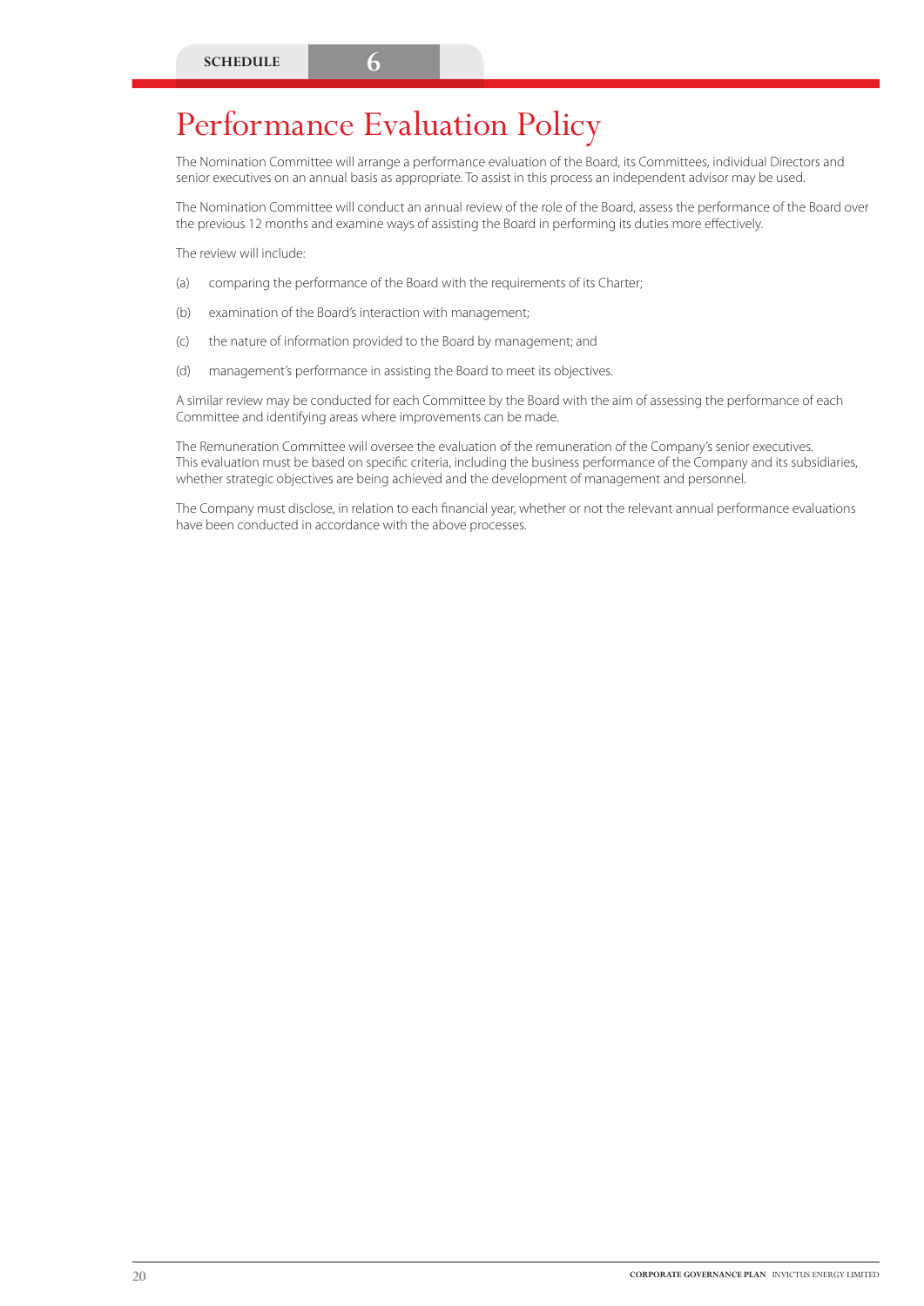SCHEDULE 6

# Performance Evaluation Policy

The Nomination Committee will arrange a performance evaluation of the Board, its Committees, individual Directors and senior executives on an annual basis as appropriate. To assist in this process an independent advisor may be used.

The Nomination Committee will conduct an annual review of the role of the Board, assess the performance of the Board over the previous 12 months and examine ways of assisting the Board in performing its duties more effectively.

The review will include:

(a) comparing the performance of the Board with the requirements of its Charter;

(b) examination of the Board's interaction with management;

(c) the nature of information provided to the Board by management; and

(d) management's performance in assisting the Board to meet its objectives.

A similar review may be conducted for each Committee by the Board with the aim of assessing the performance of each Committee and identifying areas where improvements can be made.

The Remuneration Committee will oversee the evaluation of the remuneration of the Company's senior executives. This evaluation must be based on specific criteria, including the business performance of the Company and its subsidiaries, whether strategic objectives are being achieved and the development of management and personnel.

The Company must disclose, in relation to each financial year, whether or not the relevant annual performance evaluations have been conducted in accordance with the above processes.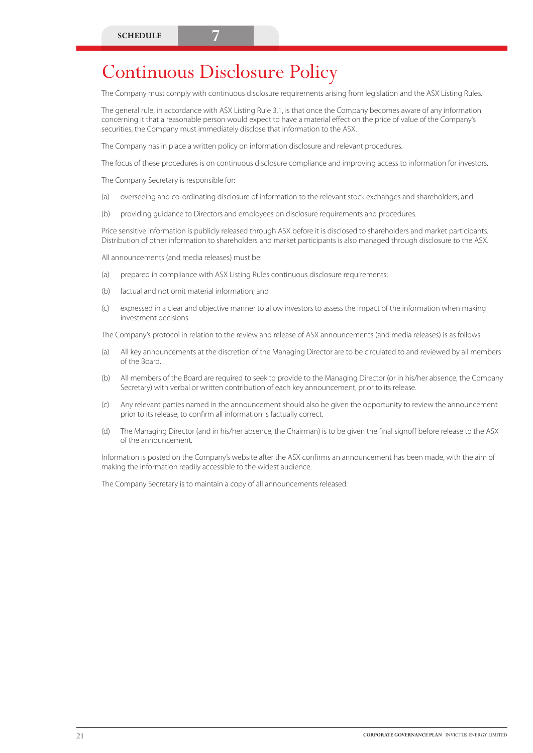SCHEDULE 7

# Continuous Disclosure Policy

The Company must comply with continuous disclosure requirements arising from legislation and the ASX Listing Rules.

The general rule, in accordance with ASX Listing Rule 3.1, is that once the Company becomes aware of any information concerning it that a reasonable person would expect to have a material effect on the price of value of the Company's securities, the Company must immediately disclose that information to the ASX.

The Company has in place a written policy on information disclosure and relevant procedures.

The focus of these procedures is on continuous disclosure compliance and improving access to information for investors.

The Company Secretary is responsible for:

(a) overseeing and co-ordinating disclosure of information to the relevant stock exchanges and shareholders; and

(b) providing guidance to Directors and employees on disclosure requirements and procedures.

Price sensitive information is publicly released through ASX before it is disclosed to shareholders and market participants. Distribution of other information to shareholders and market participants is also managed through disclosure to the ASX.

All announcements (and media releases) must be:

(a) prepared in compliance with ASX Listing Rules continuous disclosure requirements;

(b) factual and not omit material information; and

(c) expressed in a clear and objective manner to allow investors to assess the impact of the information when making investment decisions.

The Company's protocol in relation to the review and release of ASX announcements (and media releases) is as follows:

(a) All key announcements at the discretion of the Managing Director are to be circulated to and reviewed by all members of the Board.

(b) All members of the Board are required to seek to provide to the Managing Director (or in his/her absence, the Company Secretary) with verbal or written contribution of each key announcement, prior to its release.

(c) Any relevant parties named in the announcement should also be given the opportunity to review the announcement prior to its release, to confirm all information is factually correct.

(d) The Managing Director (and in his/her absence, the Chairman) is to be given the final signoff before release to the ASX of the announcement.

Information is posted on the Company's website after the ASX confirms an announcement has been made, with the aim of making the information readily accessible to the widest audience.

The Company Secretary is to maintain a copy of all announcements released.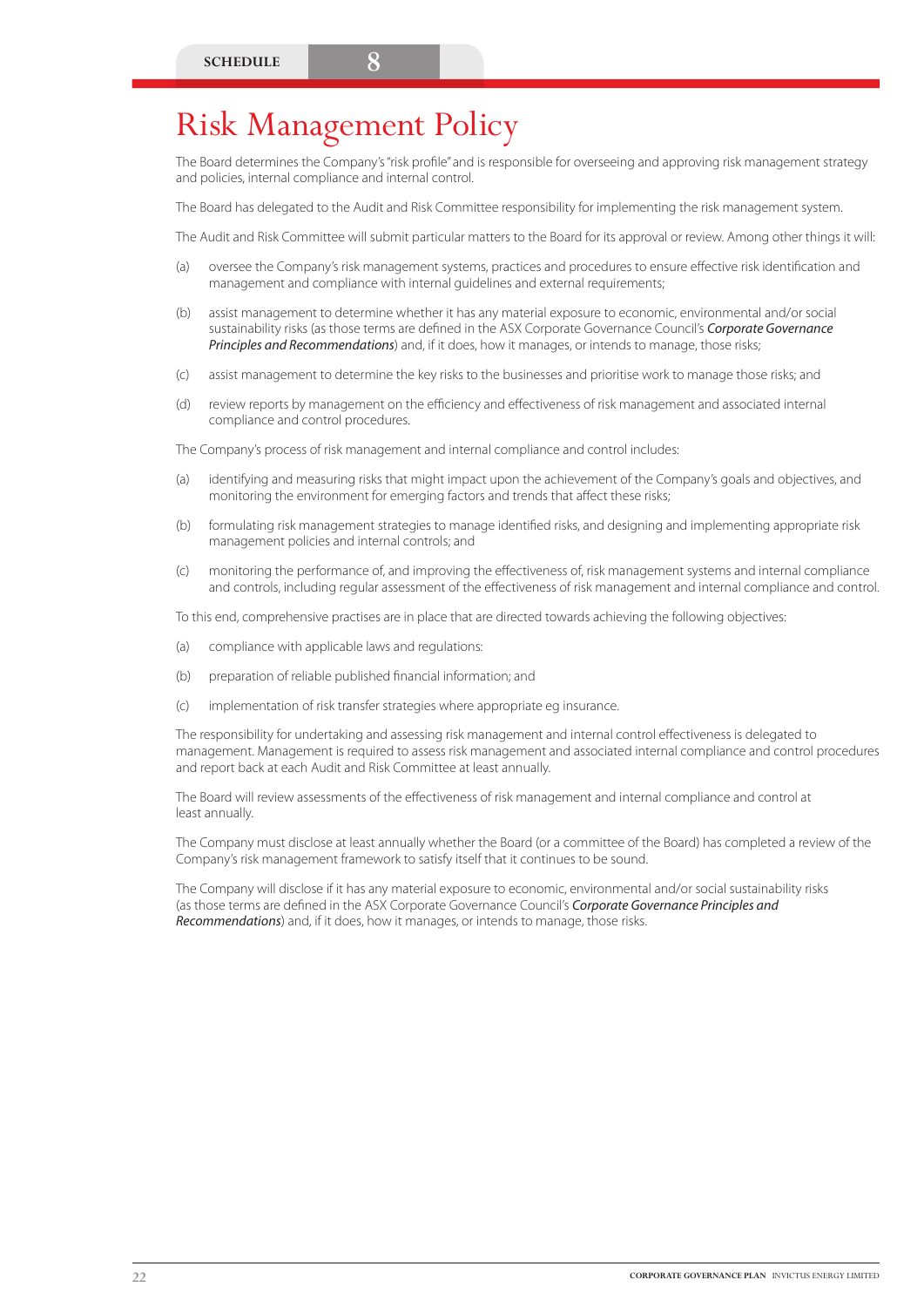SCHEDULE 8

# Risk Management Policy

The Board determines the Company's "risk profile" and is responsible for overseeing and approving risk management strategy and policies, internal compliance and internal control.

The Board has delegated to the Audit and Risk Committee responsibility for implementing the risk management system.

The Audit and Risk Committee will submit particular matters to the Board for its approval or review. Among other things it will:

(a) oversee the Company's risk management systems, practices and procedures to ensure effective risk identification and management and compliance with internal guidelines and external requirements;

(b) assist management to determine whether it has any material exposure to economic, environmental and/or social sustainability risks (as those terms are defined in the ASX Corporate Governance Council's ***Corporate Governance Principles and Recommendations***) and, if it does, how it manages, or intends to manage, those risks;

(c) assist management to determine the key risks to the businesses and prioritise work to manage those risks; and

(d) review reports by management on the efficiency and effectiveness of risk management and associated internal compliance and control procedures.

The Company's process of risk management and internal compliance and control includes:

(a) identifying and measuring risks that might impact upon the achievement of the Company's goals and objectives, and monitoring the environment for emerging factors and trends that affect these risks;

(b) formulating risk management strategies to manage identified risks, and designing and implementing appropriate risk management policies and internal controls; and

(c) monitoring the performance of, and improving the effectiveness of, risk management systems and internal compliance and controls, including regular assessment of the effectiveness of risk management and internal compliance and control.

To this end, comprehensive practises are in place that are directed towards achieving the following objectives:

(a) compliance with applicable laws and regulations:

(b) preparation of reliable published financial information; and

(c) implementation of risk transfer strategies where appropriate eg insurance.

The responsibility for undertaking and assessing risk management and internal control effectiveness is delegated to management. Management is required to assess risk management and associated internal compliance and control procedures and report back at each Audit and Risk Committee at least annually.

The Board will review assessments of the effectiveness of risk management and internal compliance and control at least annually.

The Company must disclose at least annually whether the Board (or a committee of the Board) has completed a review of the Company's risk management framework to satisfy itself that it continues to be sound.

The Company will disclose if it has any material exposure to economic, environmental and/or social sustainability risks (as those terms are defined in the ASX Corporate Governance Council's ***Corporate Governance Principles and Recommendations***) and, if it does, how it manages, or intends to manage, those risks.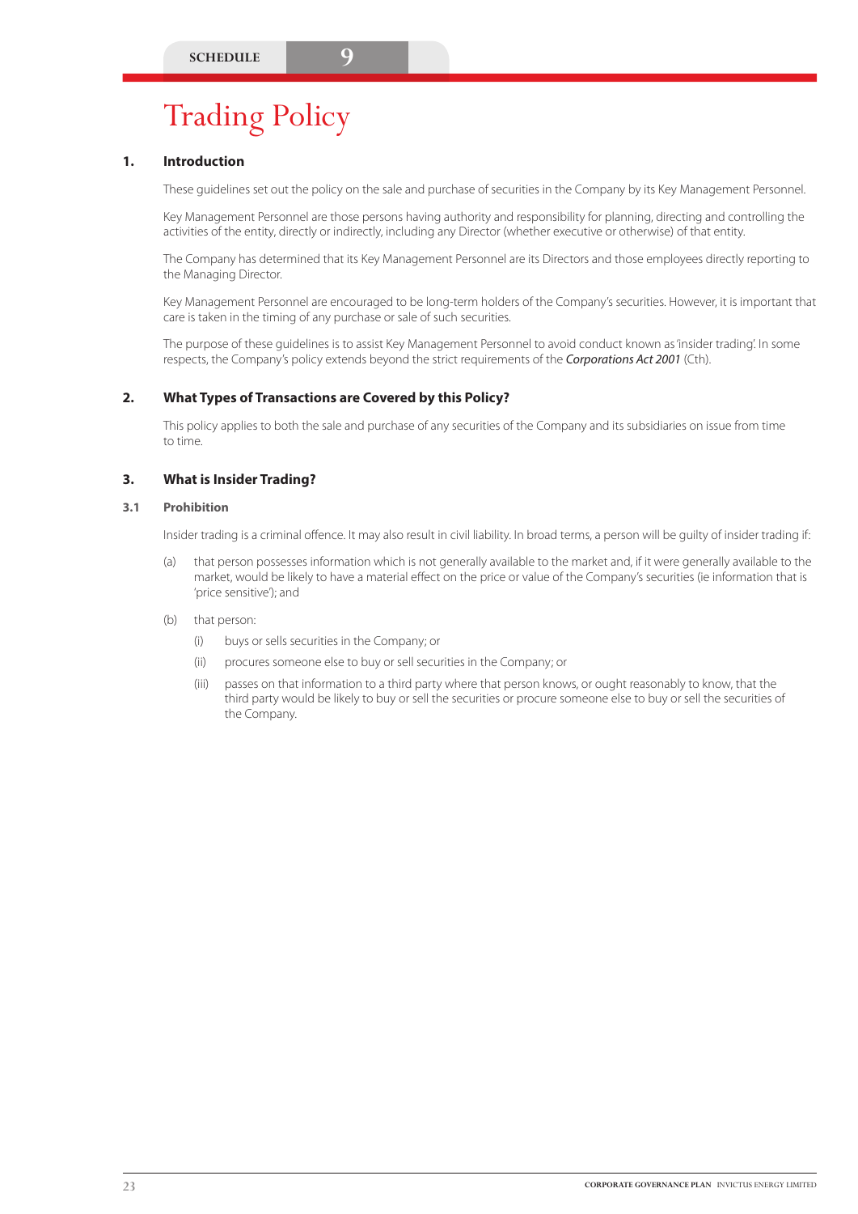SCHEDULE 9

# Trading Policy

## 1. Introduction

These guidelines set out the policy on the sale and purchase of securities in the Company by its Key Management Personnel.

Key Management Personnel are those persons having authority and responsibility for planning, directing and controlling the activities of the entity, directly or indirectly, including any Director (whether executive or otherwise) of that entity.

The Company has determined that its Key Management Personnel are its Directors and those employees directly reporting to the Managing Director.

Key Management Personnel are encouraged to be long-term holders of the Company's securities. However, it is important that care is taken in the timing of any purchase or sale of such securities.

The purpose of these guidelines is to assist Key Management Personnel to avoid conduct known as 'insider trading'. In some respects, the Company's policy extends beyond the strict requirements of the *Corporations Act 2001* (Cth).

## 2. What Types of Transactions are Covered by this Policy?

This policy applies to both the sale and purchase of any securities of the Company and its subsidiaries on issue from time to time.

## 3. What is Insider Trading?

### 3.1 Prohibition

Insider trading is a criminal offence. It may also result in civil liability. In broad terms, a person will be guilty of insider trading if:

(a) that person possesses information which is not generally available to the market and, if it were generally available to the market, would be likely to have a material effect on the price or value of the Company's securities (ie information that is 'price sensitive'); and

(b) that person:

  (i) buys or sells securities in the Company; or

  (ii) procures someone else to buy or sell securities in the Company; or

  (iii) passes on that information to a third party where that person knows, or ought reasonably to know, that the third party would be likely to buy or sell the securities or procure someone else to buy or sell the securities of the Company.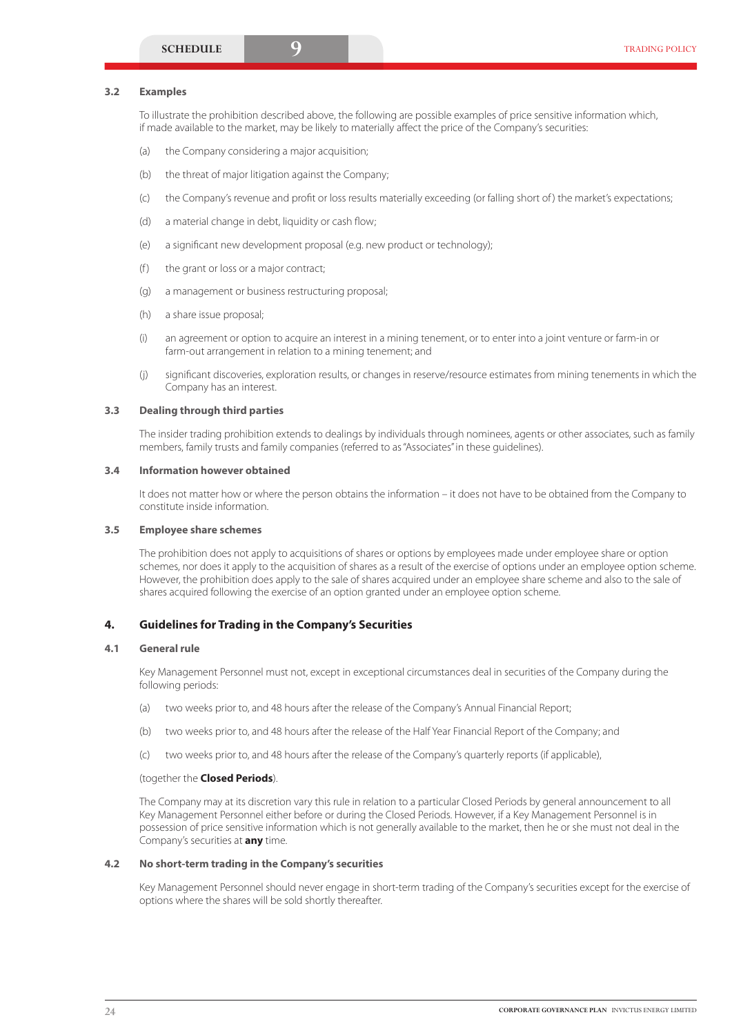### 3.2 Examples

To illustrate the prohibition described above, the following are possible examples of price sensitive information which, if made available to the market, may be likely to materially affect the price of the Company's securities:

(a) the Company considering a major acquisition;

(b) the threat of major litigation against the Company;

(c) the Company's revenue and profit or loss results materially exceeding (or falling short of) the market's expectations;

(d) a material change in debt, liquidity or cash flow;

(e) a significant new development proposal (e.g. new product or technology);

(f) the grant or loss or a major contract;

(g) a management or business restructuring proposal;

(h) a share issue proposal;

(i) an agreement or option to acquire an interest in a mining tenement, or to enter into a joint venture or farm-in or farm-out arrangement in relation to a mining tenement; and

(j) significant discoveries, exploration results, or changes in reserve/resource estimates from mining tenements in which the Company has an interest.

### 3.3 Dealing through third parties

The insider trading prohibition extends to dealings by individuals through nominees, agents or other associates, such as family members, family trusts and family companies (referred to as "Associates" in these guidelines).

### 3.4 Information however obtained

It does not matter how or where the person obtains the information – it does not have to be obtained from the Company to constitute inside information.

### 3.5 Employee share schemes

The prohibition does not apply to acquisitions of shares or options by employees made under employee share or option schemes, nor does it apply to the acquisition of shares as a result of the exercise of options under an employee option scheme. However, the prohibition does apply to the sale of shares acquired under an employee share scheme and also to the sale of shares acquired following the exercise of an option granted under an employee option scheme.

## 4. Guidelines for Trading in the Company's Securities

### 4.1 General rule

Key Management Personnel must not, except in exceptional circumstances deal in securities of the Company during the following periods:

(a) two weeks prior to, and 48 hours after the release of the Company's Annual Financial Report;

(b) two weeks prior to, and 48 hours after the release of the Half Year Financial Report of the Company; and

(c) two weeks prior to, and 48 hours after the release of the Company's quarterly reports (if applicable),

(together the **Closed Periods**).

The Company may at its discretion vary this rule in relation to a particular Closed Periods by general announcement to all Key Management Personnel either before or during the Closed Periods. However, if a Key Management Personnel is in possession of price sensitive information which is not generally available to the market, then he or she must not deal in the Company's securities at **any** time.

### 4.2 No short-term trading in the Company's securities

Key Management Personnel should never engage in short-term trading of the Company's securities except for the exercise of options where the shares will be sold shortly thereafter.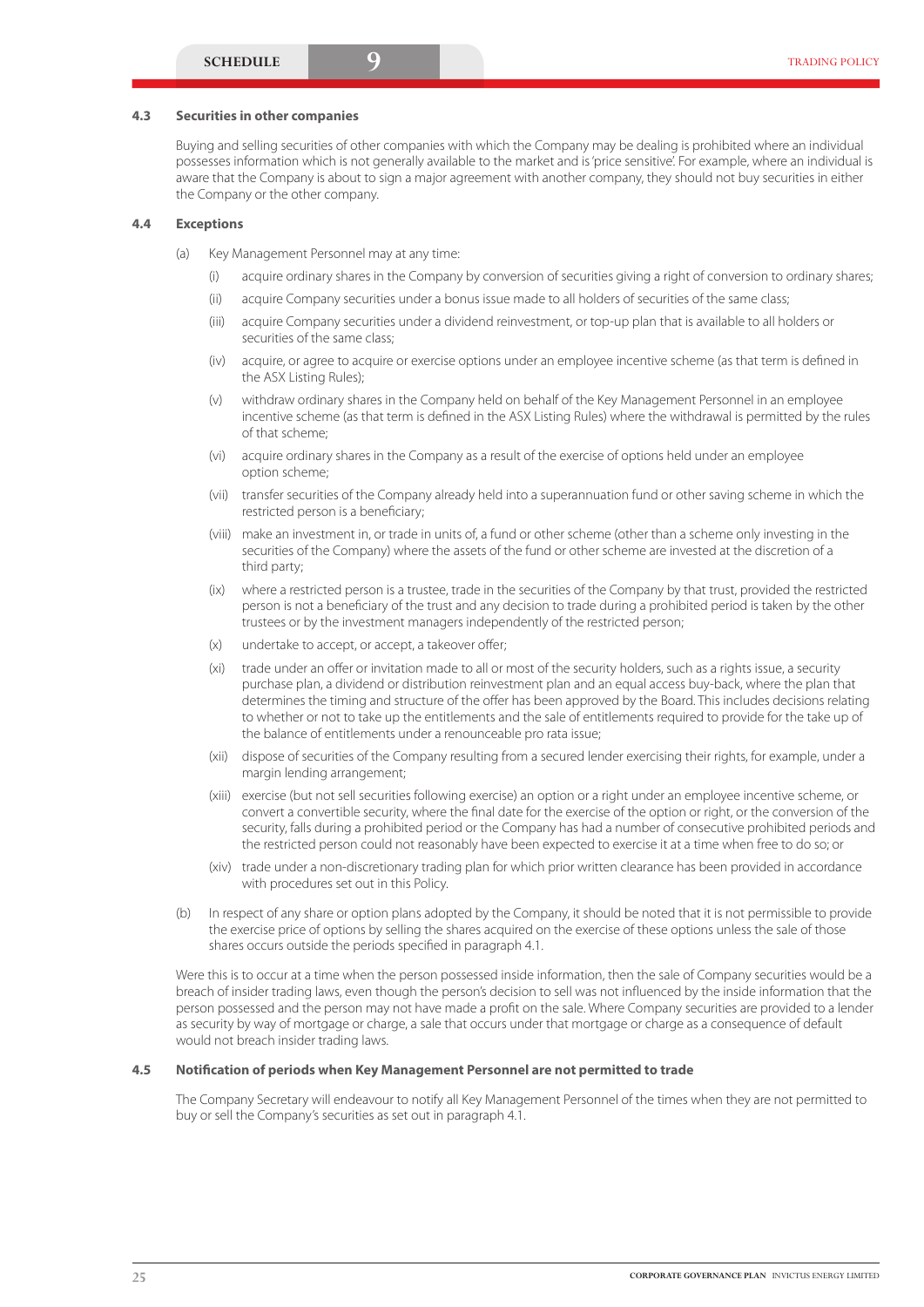### 4.3 Securities in other companies

Buying and selling securities of other companies with which the Company may be dealing is prohibited where an individual possesses information which is not generally available to the market and is 'price sensitive'. For example, where an individual is aware that the Company is about to sign a major agreement with another company, they should not buy securities in either the Company or the other company.

### 4.4 Exceptions

(a) Key Management Personnel may at any time:

- (i) acquire ordinary shares in the Company by conversion of securities giving a right of conversion to ordinary shares;
- (ii) acquire Company securities under a bonus issue made to all holders of securities of the same class;
- (iii) acquire Company securities under a dividend reinvestment, or top-up plan that is available to all holders or securities of the same class;
- (iv) acquire, or agree to acquire or exercise options under an employee incentive scheme (as that term is defined in the ASX Listing Rules);
- (v) withdraw ordinary shares in the Company held on behalf of the Key Management Personnel in an employee incentive scheme (as that term is defined in the ASX Listing Rules) where the withdrawal is permitted by the rules of that scheme;
- (vi) acquire ordinary shares in the Company as a result of the exercise of options held under an employee option scheme;
- (vii) transfer securities of the Company already held into a superannuation fund or other saving scheme in which the restricted person is a beneficiary;
- (viii) make an investment in, or trade in units of, a fund or other scheme (other than a scheme only investing in the securities of the Company) where the assets of the fund or other scheme are invested at the discretion of a third party;
- (ix) where a restricted person is a trustee, trade in the securities of the Company by that trust, provided the restricted person is not a beneficiary of the trust and any decision to trade during a prohibited period is taken by the other trustees or by the investment managers independently of the restricted person;
- (x) undertake to accept, or accept, a takeover offer;
- (xi) trade under an offer or invitation made to all or most of the security holders, such as a rights issue, a security purchase plan, a dividend or distribution reinvestment plan and an equal access buy-back, where the plan that determines the timing and structure of the offer has been approved by the Board. This includes decisions relating to whether or not to take up the entitlements and the sale of entitlements required to provide for the take up of the balance of entitlements under a renounceable pro rata issue;
- (xii) dispose of securities of the Company resulting from a secured lender exercising their rights, for example, under a margin lending arrangement;
- (xiii) exercise (but not sell securities following exercise) an option or a right under an employee incentive scheme, or convert a convertible security, where the final date for the exercise of the option or right, or the conversion of the security, falls during a prohibited period or the Company has had a number of consecutive prohibited periods and the restricted person could not reasonably have been expected to exercise it at a time when free to do so; or
- (xiv) trade under a non-discretionary trading plan for which prior written clearance has been provided in accordance with procedures set out in this Policy.

(b) In respect of any share or option plans adopted by the Company, it should be noted that it is not permissible to provide the exercise price of options by selling the shares acquired on the exercise of these options unless the sale of those shares occurs outside the periods specified in paragraph 4.1.

Were this is to occur at a time when the person possessed inside information, then the sale of Company securities would be a breach of insider trading laws, even though the person's decision to sell was not influenced by the inside information that the person possessed and the person may not have made a profit on the sale. Where Company securities are provided to a lender as security by way of mortgage or charge, a sale that occurs under that mortgage or charge as a consequence of default would not breach insider trading laws.

### 4.5 Notification of periods when Key Management Personnel are not permitted to trade

The Company Secretary will endeavour to notify all Key Management Personnel of the times when they are not permitted to buy or sell the Company's securities as set out in paragraph 4.1.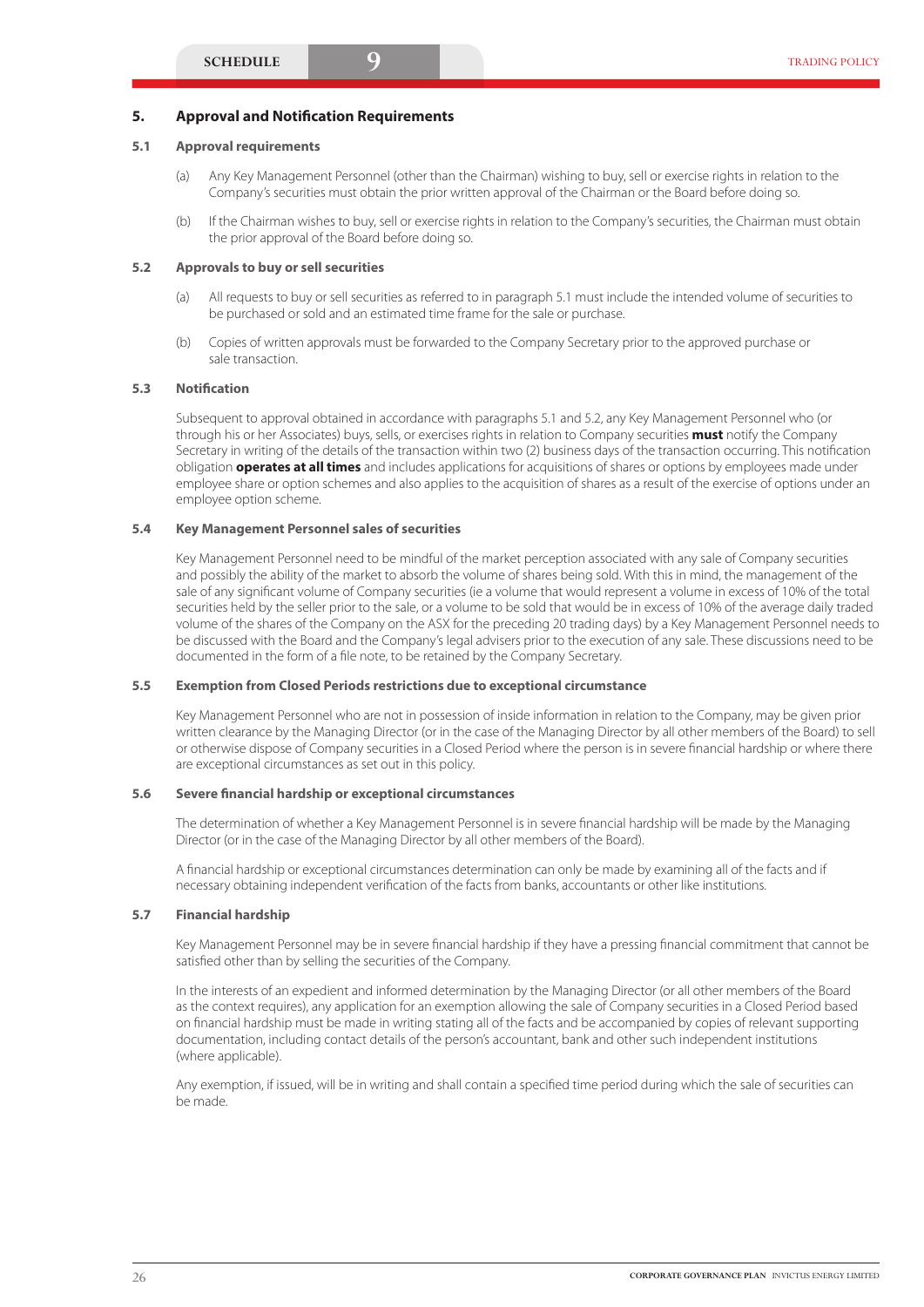## 5. Approval and Notification Requirements

### 5.1 Approval requirements

(a) Any Key Management Personnel (other than the Chairman) wishing to buy, sell or exercise rights in relation to the Company's securities must obtain the prior written approval of the Chairman or the Board before doing so.

(b) If the Chairman wishes to buy, sell or exercise rights in relation to the Company's securities, the Chairman must obtain the prior approval of the Board before doing so.

### 5.2 Approvals to buy or sell securities

(a) All requests to buy or sell securities as referred to in paragraph 5.1 must include the intended volume of securities to be purchased or sold and an estimated time frame for the sale or purchase.

(b) Copies of written approvals must be forwarded to the Company Secretary prior to the approved purchase or sale transaction.

### 5.3 Notification

Subsequent to approval obtained in accordance with paragraphs 5.1 and 5.2, any Key Management Personnel who (or through his or her Associates) buys, sells, or exercises rights in relation to Company securities **must** notify the Company Secretary in writing of the details of the transaction within two (2) business days of the transaction occurring. This notification obligation **operates at all times** and includes applications for acquisitions of shares or options by employees made under employee share or option schemes and also applies to the acquisition of shares as a result of the exercise of options under an employee option scheme.

### 5.4 Key Management Personnel sales of securities

Key Management Personnel need to be mindful of the market perception associated with any sale of Company securities and possibly the ability of the market to absorb the volume of shares being sold. With this in mind, the management of the sale of any significant volume of Company securities (ie a volume that would represent a volume in excess of 10% of the total securities held by the seller prior to the sale, or a volume to be sold that would be in excess of 10% of the average daily traded volume of the shares of the Company on the ASX for the preceding 20 trading days) by a Key Management Personnel needs to be discussed with the Board and the Company's legal advisers prior to the execution of any sale. These discussions need to be documented in the form of a file note, to be retained by the Company Secretary.

### 5.5 Exemption from Closed Periods restrictions due to exceptional circumstance

Key Management Personnel who are not in possession of inside information in relation to the Company, may be given prior written clearance by the Managing Director (or in the case of the Managing Director by all other members of the Board) to sell or otherwise dispose of Company securities in a Closed Period where the person is in severe financial hardship or where there are exceptional circumstances as set out in this policy.

### 5.6 Severe financial hardship or exceptional circumstances

The determination of whether a Key Management Personnel is in severe financial hardship will be made by the Managing Director (or in the case of the Managing Director by all other members of the Board).

A financial hardship or exceptional circumstances determination can only be made by examining all of the facts and if necessary obtaining independent verification of the facts from banks, accountants or other like institutions.

### 5.7 Financial hardship

Key Management Personnel may be in severe financial hardship if they have a pressing financial commitment that cannot be satisfied other than by selling the securities of the Company.

In the interests of an expedient and informed determination by the Managing Director (or all other members of the Board as the context requires), any application for an exemption allowing the sale of Company securities in a Closed Period based on financial hardship must be made in writing stating all of the facts and be accompanied by copies of relevant supporting documentation, including contact details of the person's accountant, bank and other such independent institutions (where applicable).

Any exemption, if issued, will be in writing and shall contain a specified time period during which the sale of securities can be made.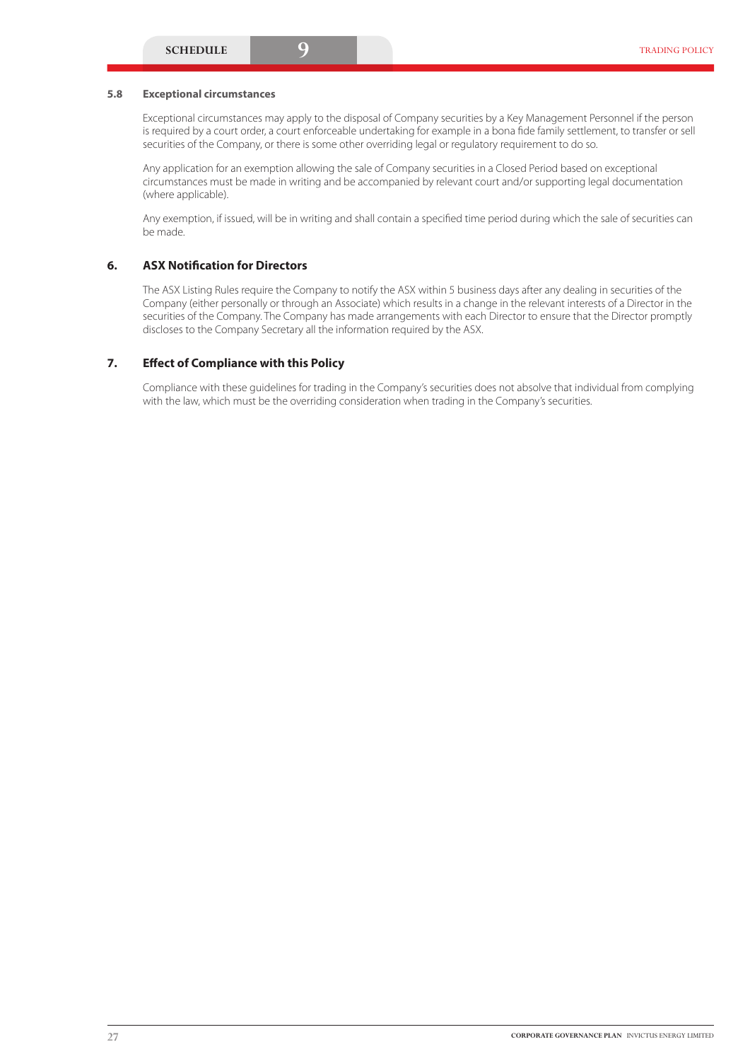### 5.8 Exceptional circumstances

Exceptional circumstances may apply to the disposal of Company securities by a Key Management Personnel if the person is required by a court order, a court enforceable undertaking for example in a bona fide family settlement, to transfer or sell securities of the Company, or there is some other overriding legal or regulatory requirement to do so.

Any application for an exemption allowing the sale of Company securities in a Closed Period based on exceptional circumstances must be made in writing and be accompanied by relevant court and/or supporting legal documentation (where applicable).

Any exemption, if issued, will be in writing and shall contain a specified time period during which the sale of securities can be made.

## 6. ASX Notification for Directors

The ASX Listing Rules require the Company to notify the ASX within 5 business days after any dealing in securities of the Company (either personally or through an Associate) which results in a change in the relevant interests of a Director in the securities of the Company. The Company has made arrangements with each Director to ensure that the Director promptly discloses to the Company Secretary all the information required by the ASX.

## 7. Effect of Compliance with this Policy

Compliance with these guidelines for trading in the Company's securities does not absolve that individual from complying with the law, which must be the overriding consideration when trading in the Company's securities.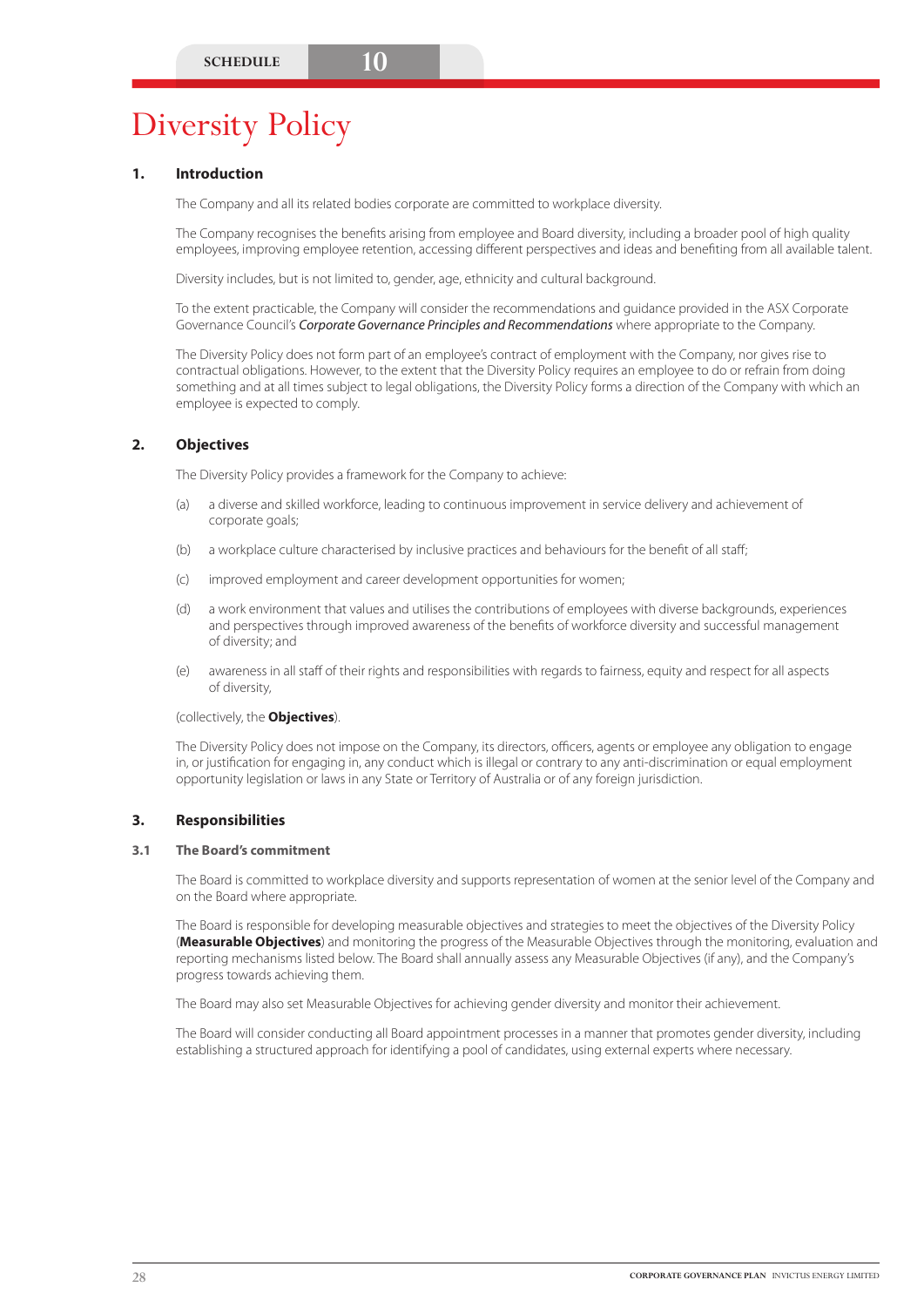SCHEDULE 10

# Diversity Policy

## 1. Introduction

The Company and all its related bodies corporate are committed to workplace diversity.

The Company recognises the benefits arising from employee and Board diversity, including a broader pool of high quality employees, improving employee retention, accessing different perspectives and ideas and benefiting from all available talent.

Diversity includes, but is not limited to, gender, age, ethnicity and cultural background.

To the extent practicable, the Company will consider the recommendations and guidance provided in the ASX Corporate Governance Council's *Corporate Governance Principles and Recommendations* where appropriate to the Company.

The Diversity Policy does not form part of an employee's contract of employment with the Company, nor gives rise to contractual obligations. However, to the extent that the Diversity Policy requires an employee to do or refrain from doing something and at all times subject to legal obligations, the Diversity Policy forms a direction of the Company with which an employee is expected to comply.

## 2. Objectives

The Diversity Policy provides a framework for the Company to achieve:

(a) a diverse and skilled workforce, leading to continuous improvement in service delivery and achievement of corporate goals;

(b) a workplace culture characterised by inclusive practices and behaviours for the benefit of all staff;

(c) improved employment and career development opportunities for women;

(d) a work environment that values and utilises the contributions of employees with diverse backgrounds, experiences and perspectives through improved awareness of the benefits of workforce diversity and successful management of diversity; and

(e) awareness in all staff of their rights and responsibilities with regards to fairness, equity and respect for all aspects of diversity,

(collectively, the **Objectives**).

The Diversity Policy does not impose on the Company, its directors, officers, agents or employee any obligation to engage in, or justification for engaging in, any conduct which is illegal or contrary to any anti-discrimination or equal employment opportunity legislation or laws in any State or Territory of Australia or of any foreign jurisdiction.

## 3. Responsibilities

### 3.1 The Board's commitment

The Board is committed to workplace diversity and supports representation of women at the senior level of the Company and on the Board where appropriate.

The Board is responsible for developing measurable objectives and strategies to meet the objectives of the Diversity Policy (**Measurable Objectives**) and monitoring the progress of the Measurable Objectives through the monitoring, evaluation and reporting mechanisms listed below. The Board shall annually assess any Measurable Objectives (if any), and the Company's progress towards achieving them.

The Board may also set Measurable Objectives for achieving gender diversity and monitor their achievement.

The Board will consider conducting all Board appointment processes in a manner that promotes gender diversity, including establishing a structured approach for identifying a pool of candidates, using external experts where necessary.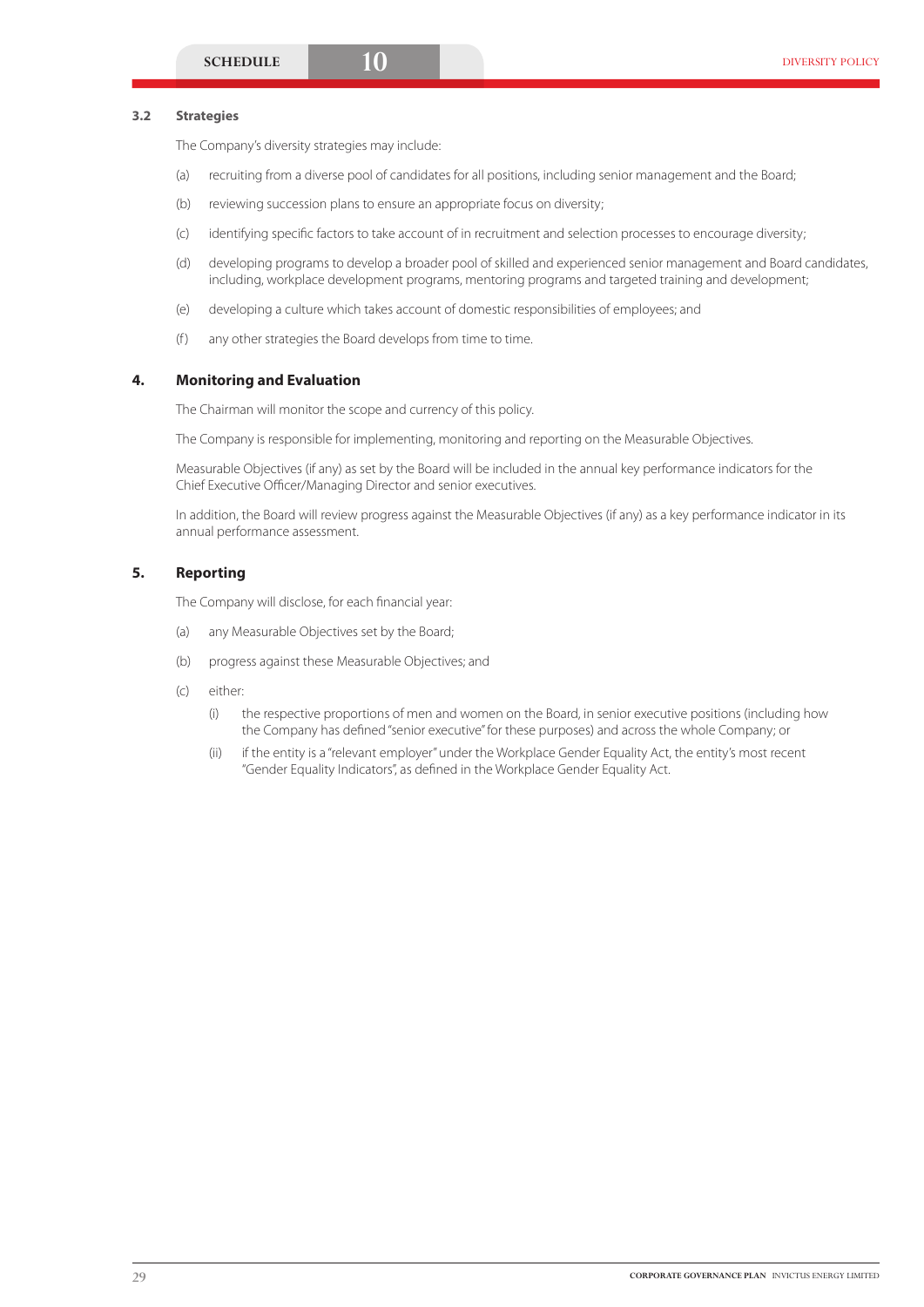### 3.2 Strategies

The Company's diversity strategies may include:

(a) recruiting from a diverse pool of candidates for all positions, including senior management and the Board;

(b) reviewing succession plans to ensure an appropriate focus on diversity;

(c) identifying specific factors to take account of in recruitment and selection processes to encourage diversity;

(d) developing programs to develop a broader pool of skilled and experienced senior management and Board candidates, including, workplace development programs, mentoring programs and targeted training and development;

(e) developing a culture which takes account of domestic responsibilities of employees; and

(f) any other strategies the Board develops from time to time.

## 4. Monitoring and Evaluation

The Chairman will monitor the scope and currency of this policy.

The Company is responsible for implementing, monitoring and reporting on the Measurable Objectives.

Measurable Objectives (if any) as set by the Board will be included in the annual key performance indicators for the Chief Executive Officer/Managing Director and senior executives.

In addition, the Board will review progress against the Measurable Objectives (if any) as a key performance indicator in its annual performance assessment.

## 5. Reporting

The Company will disclose, for each financial year:

(a) any Measurable Objectives set by the Board;

(b) progress against these Measurable Objectives; and

(c) either:

- (i) the respective proportions of men and women on the Board, in senior executive positions (including how the Company has defined "senior executive" for these purposes) and across the whole Company; or
- (ii) if the entity is a "relevant employer" under the Workplace Gender Equality Act, the entity's most recent "Gender Equality Indicators", as defined in the Workplace Gender Equality Act.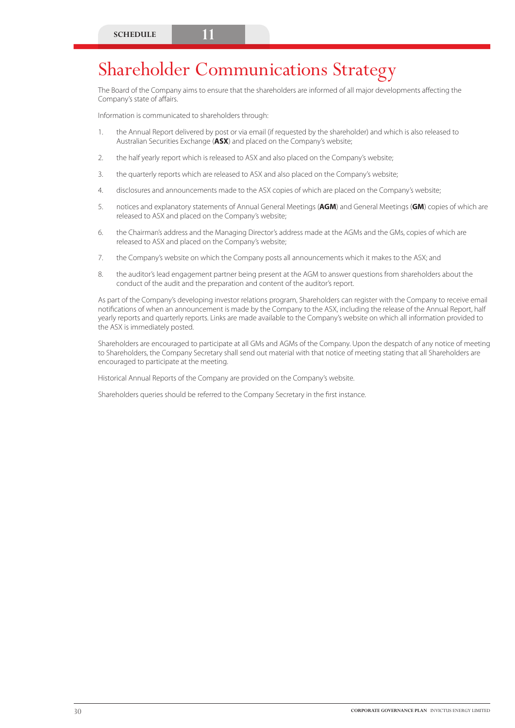SCHEDULE 11

# Shareholder Communications Strategy

The Board of the Company aims to ensure that the shareholders are informed of all major developments affecting the Company's state of affairs.

Information is communicated to shareholders through:

1. the Annual Report delivered by post or via email (if requested by the shareholder) and which is also released to Australian Securities Exchange (**ASX**) and placed on the Company's website;
2. the half yearly report which is released to ASX and also placed on the Company's website;
3. the quarterly reports which are released to ASX and also placed on the Company's website;
4. disclosures and announcements made to the ASX copies of which are placed on the Company's website;
5. notices and explanatory statements of Annual General Meetings (**AGM**) and General Meetings (**GM**) copies of which are released to ASX and placed on the Company's website;
6. the Chairman's address and the Managing Director's address made at the AGMs and the GMs, copies of which are released to ASX and placed on the Company's website;
7. the Company's website on which the Company posts all announcements which it makes to the ASX; and
8. the auditor's lead engagement partner being present at the AGM to answer questions from shareholders about the conduct of the audit and the preparation and content of the auditor's report.

As part of the Company's developing investor relations program, Shareholders can register with the Company to receive email notifications of when an announcement is made by the Company to the ASX, including the release of the Annual Report, half yearly reports and quarterly reports. Links are made available to the Company's website on which all information provided to the ASX is immediately posted.

Shareholders are encouraged to participate at all GMs and AGMs of the Company. Upon the despatch of any notice of meeting to Shareholders, the Company Secretary shall send out material with that notice of meeting stating that all Shareholders are encouraged to participate at the meeting.

Historical Annual Reports of the Company are provided on the Company's website.

Shareholders queries should be referred to the Company Secretary in the first instance.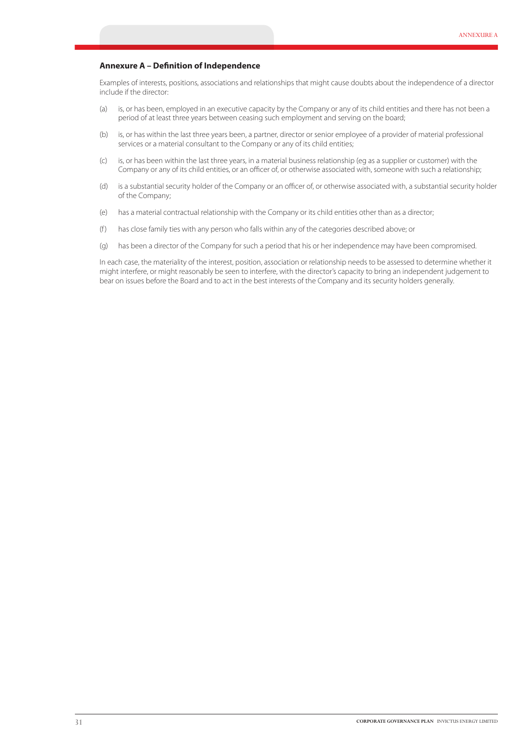## Annexure A – Definition of Independence

Examples of interests, positions, associations and relationships that might cause doubts about the independence of a director include if the director:

(a) is, or has been, employed in an executive capacity by the Company or any of its child entities and there has not been a period of at least three years between ceasing such employment and serving on the board;

(b) is, or has within the last three years been, a partner, director or senior employee of a provider of material professional services or a material consultant to the Company or any of its child entities;

(c) is, or has been within the last three years, in a material business relationship (eg as a supplier or customer) with the Company or any of its child entities, or an officer of, or otherwise associated with, someone with such a relationship;

(d) is a substantial security holder of the Company or an officer of, or otherwise associated with, a substantial security holder of the Company;

(e) has a material contractual relationship with the Company or its child entities other than as a director;

(f) has close family ties with any person who falls within any of the categories described above; or

(g) has been a director of the Company for such a period that his or her independence may have been compromised.

In each case, the materiality of the interest, position, association or relationship needs to be assessed to determine whether it might interfere, or might reasonably be seen to interfere, with the director's capacity to bring an independent judgement to bear on issues before the Board and to act in the best interests of the Company and its security holders generally.